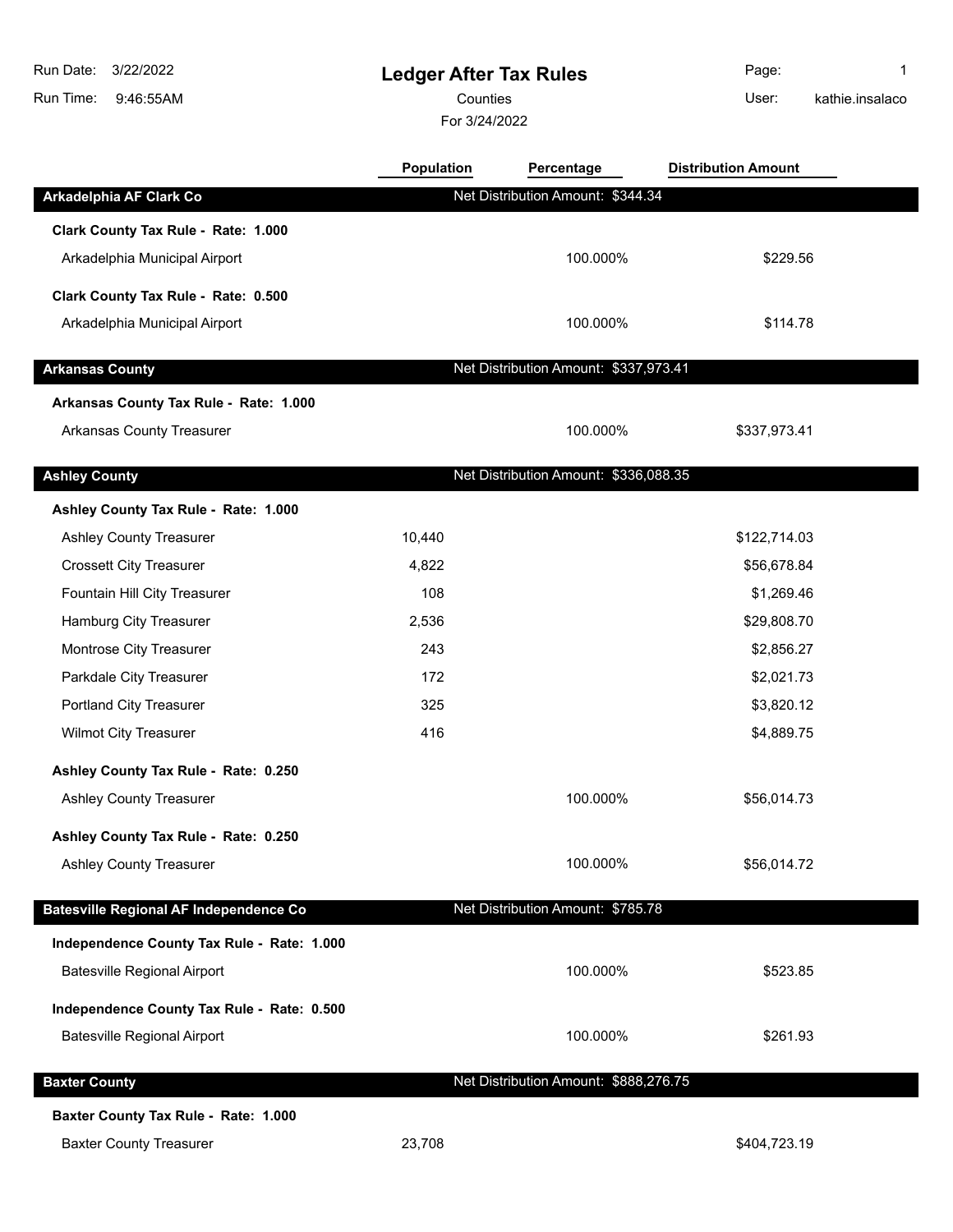# Ledger After Tax Rules

Counties

For 3/24/2022

Run Date: 3/22/2022
Run Time: 9:46:55AM
User: kathie.insalaco

| | Population | Percentage | Distribution Amount |
|---|---|---|---|
| **Arkadelphia AF Clark Co** | Net Distribution Amount: $344.34 | | |
| **Clark County Tax Rule - Rate: 1.000** | | | |
| Arkadelphia Municipal Airport | | 100.000% | $229.56 |
| **Clark County Tax Rule - Rate: 0.500** | | | |
| Arkadelphia Municipal Airport | | 100.000% | $114.78 |
| **Arkansas County** | Net Distribution Amount: $337,973.41 | | |
| **Arkansas County Tax Rule - Rate: 1.000** | | | |
| Arkansas County Treasurer | | 100.000% | $337,973.41 |
| **Ashley County** | Net Distribution Amount: $336,088.35 | | |
| **Ashley County Tax Rule - Rate: 1.000** | | | |
| Ashley County Treasurer | 10,440 | | $122,714.03 |
| Crossett City Treasurer | 4,822 | | $56,678.84 |
| Fountain Hill City Treasurer | 108 | | $1,269.46 |
| Hamburg City Treasurer | 2,536 | | $29,808.70 |
| Montrose City Treasurer | 243 | | $2,856.27 |
| Parkdale City Treasurer | 172 | | $2,021.73 |
| Portland City Treasurer | 325 | | $3,820.12 |
| Wilmot City Treasurer | 416 | | $4,889.75 |
| **Ashley County Tax Rule - Rate: 0.250** | | | |
| Ashley County Treasurer | | 100.000% | $56,014.73 |
| **Ashley County Tax Rule - Rate: 0.250** | | | |
| Ashley County Treasurer | | 100.000% | $56,014.72 |
| **Batesville Regional AF Independence Co** | Net Distribution Amount: $785.78 | | |
| **Independence County Tax Rule - Rate: 1.000** | | | |
| Batesville Regional Airport | | 100.000% | $523.85 |
| **Independence County Tax Rule - Rate: 0.500** | | | |
| Batesville Regional Airport | | 100.000% | $261.93 |
| **Baxter County** | Net Distribution Amount: $888,276.75 | | |
| **Baxter County Tax Rule - Rate: 1.000** | | | |
| Baxter County Treasurer | 23,708 | | $404,723.19 |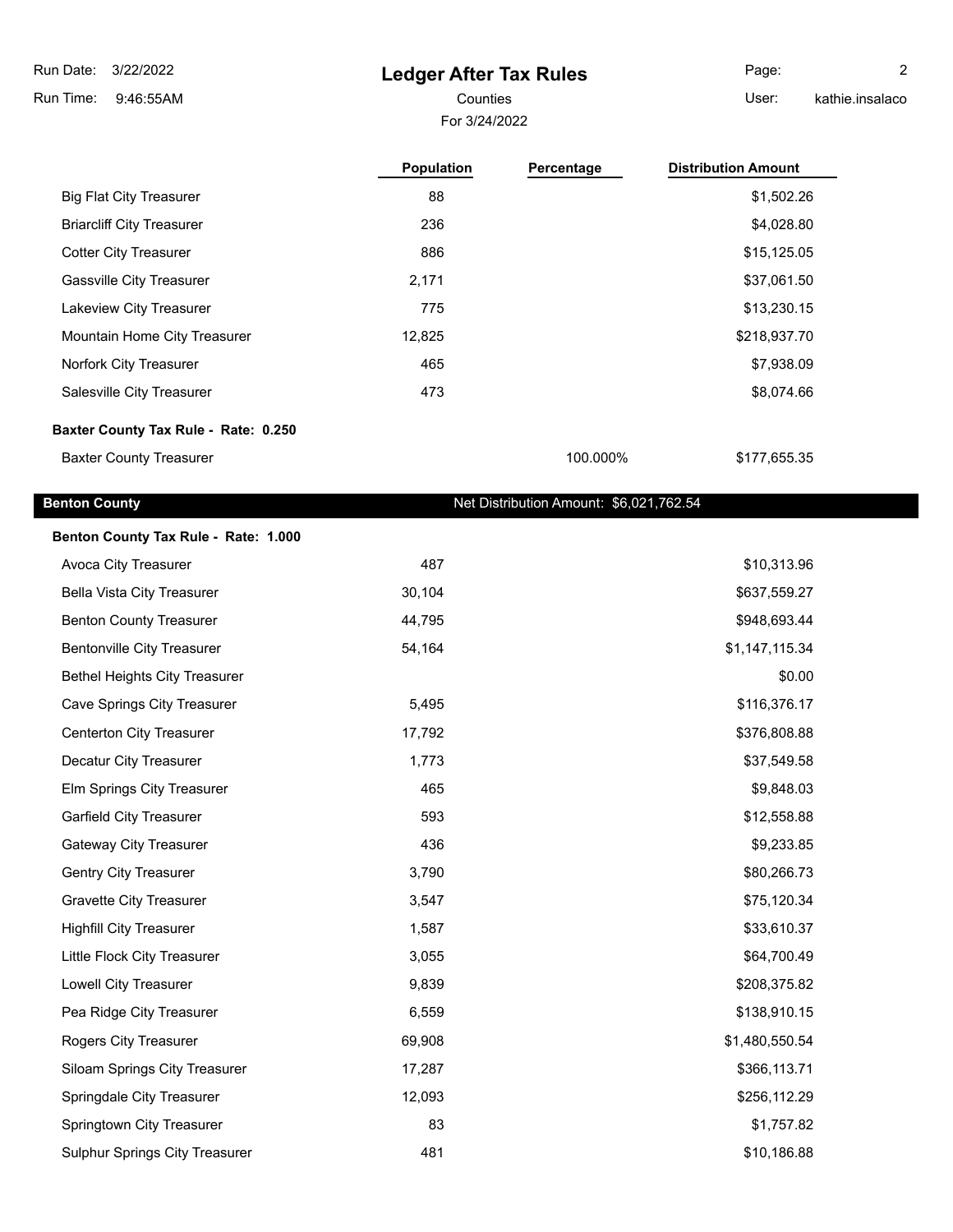# Ledger After Tax Rules

Counties

For 3/24/2022

| | Population | Percentage | Distribution Amount |
|---|---|---|---|
| Big Flat City Treasurer | 88 | | $1,502.26 |
| Briarcliff City Treasurer | 236 | | $4,028.80 |
| Cotter City Treasurer | 886 | | $15,125.05 |
| Gassville City Treasurer | 2,171 | | $37,061.50 |
| Lakeview City Treasurer | 775 | | $13,230.15 |
| Mountain Home City Treasurer | 12,825 | | $218,937.70 |
| Norfork City Treasurer | 465 | | $7,938.09 |
| Salesville City Treasurer | 473 | | $8,074.66 |
| **Baxter County Tax Rule - Rate: 0.250** | | | |
| Baxter County Treasurer | | 100.000% | $177,655.35 |

**Benton County** — Net Distribution Amount: $6,021,762.54

| | Population | Percentage | Distribution Amount |
|---|---|---|---|
| **Benton County Tax Rule - Rate: 1.000** | | | |
| Avoca City Treasurer | 487 | | $10,313.96 |
| Bella Vista City Treasurer | 30,104 | | $637,559.27 |
| Benton County Treasurer | 44,795 | | $948,693.44 |
| Bentonville City Treasurer | 54,164 | | $1,147,115.34 |
| Bethel Heights City Treasurer | | | $0.00 |
| Cave Springs City Treasurer | 5,495 | | $116,376.17 |
| Centerton City Treasurer | 17,792 | | $376,808.88 |
| Decatur City Treasurer | 1,773 | | $37,549.58 |
| Elm Springs City Treasurer | 465 | | $9,848.03 |
| Garfield City Treasurer | 593 | | $12,558.88 |
| Gateway City Treasurer | 436 | | $9,233.85 |
| Gentry City Treasurer | 3,790 | | $80,266.73 |
| Gravette City Treasurer | 3,547 | | $75,120.34 |
| Highfill City Treasurer | 1,587 | | $33,610.37 |
| Little Flock City Treasurer | 3,055 | | $64,700.49 |
| Lowell City Treasurer | 9,839 | | $208,375.82 |
| Pea Ridge City Treasurer | 6,559 | | $138,910.15 |
| Rogers City Treasurer | 69,908 | | $1,480,550.54 |
| Siloam Springs City Treasurer | 17,287 | | $366,113.71 |
| Springdale City Treasurer | 12,093 | | $256,112.29 |
| Springtown City Treasurer | 83 | | $1,757.82 |
| Sulphur Springs City Treasurer | 481 | | $10,186.88 |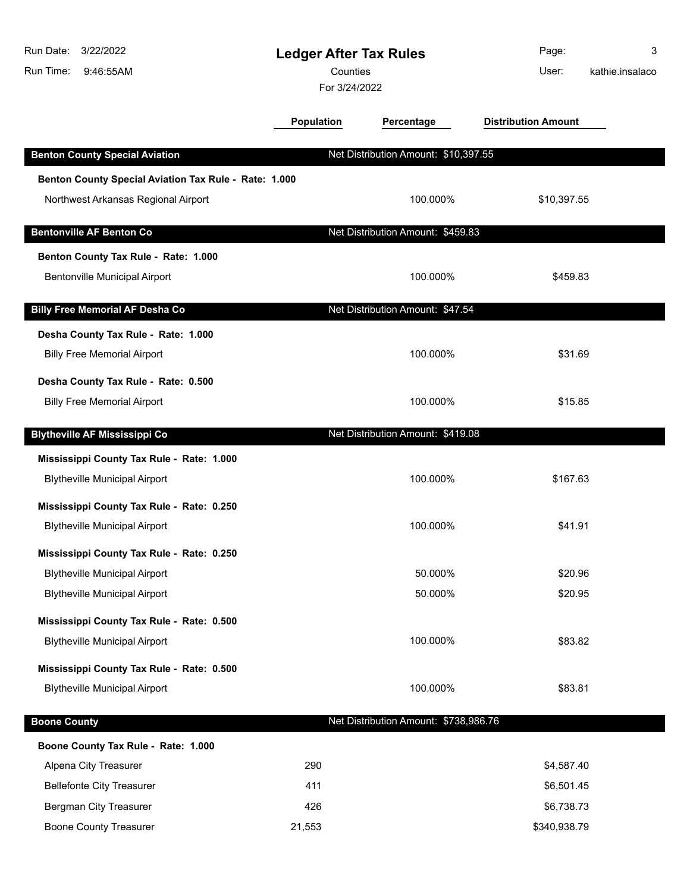# Ledger After Tax Rules

Counties

For 3/24/2022

Run Date: 3/22/2022
Run Time: 9:46:55AM
User: kathie.insalaco

| | Population | Percentage | Distribution Amount |
|---|---|---|---|
| **Benton County Special Aviation** | Net Distribution Amount: $10,397.55 | | |
| **Benton County Special Aviation Tax Rule - Rate: 1.000** | | | |
| Northwest Arkansas Regional Airport | | 100.000% | $10,397.55 |
| **Bentonville AF Benton Co** | Net Distribution Amount: $459.83 | | |
| **Benton County Tax Rule - Rate: 1.000** | | | |
| Bentonville Municipal Airport | | 100.000% | $459.83 |
| **Billy Free Memorial AF Desha Co** | Net Distribution Amount: $47.54 | | |
| **Desha County Tax Rule - Rate: 1.000** | | | |
| Billy Free Memorial Airport | | 100.000% | $31.69 |
| **Desha County Tax Rule - Rate: 0.500** | | | |
| Billy Free Memorial Airport | | 100.000% | $15.85 |
| **Blytheville AF Mississippi Co** | Net Distribution Amount: $419.08 | | |
| **Mississippi County Tax Rule - Rate: 1.000** | | | |
| Blytheville Municipal Airport | | 100.000% | $167.63 |
| **Mississippi County Tax Rule - Rate: 0.250** | | | |
| Blytheville Municipal Airport | | 100.000% | $41.91 |
| **Mississippi County Tax Rule - Rate: 0.250** | | | |
| Blytheville Municipal Airport | | 50.000% | $20.96 |
| Blytheville Municipal Airport | | 50.000% | $20.95 |
| **Mississippi County Tax Rule - Rate: 0.500** | | | |
| Blytheville Municipal Airport | | 100.000% | $83.82 |
| **Mississippi County Tax Rule - Rate: 0.500** | | | |
| Blytheville Municipal Airport | | 100.000% | $83.81 |
| **Boone County** | Net Distribution Amount: $738,986.76 | | |
| **Boone County Tax Rule - Rate: 1.000** | | | |
| Alpena City Treasurer | 290 | | $4,587.40 |
| Bellefonte City Treasurer | 411 | | $6,501.45 |
| Bergman City Treasurer | 426 | | $6,738.73 |
| Boone County Treasurer | 21,553 | | $340,938.79 |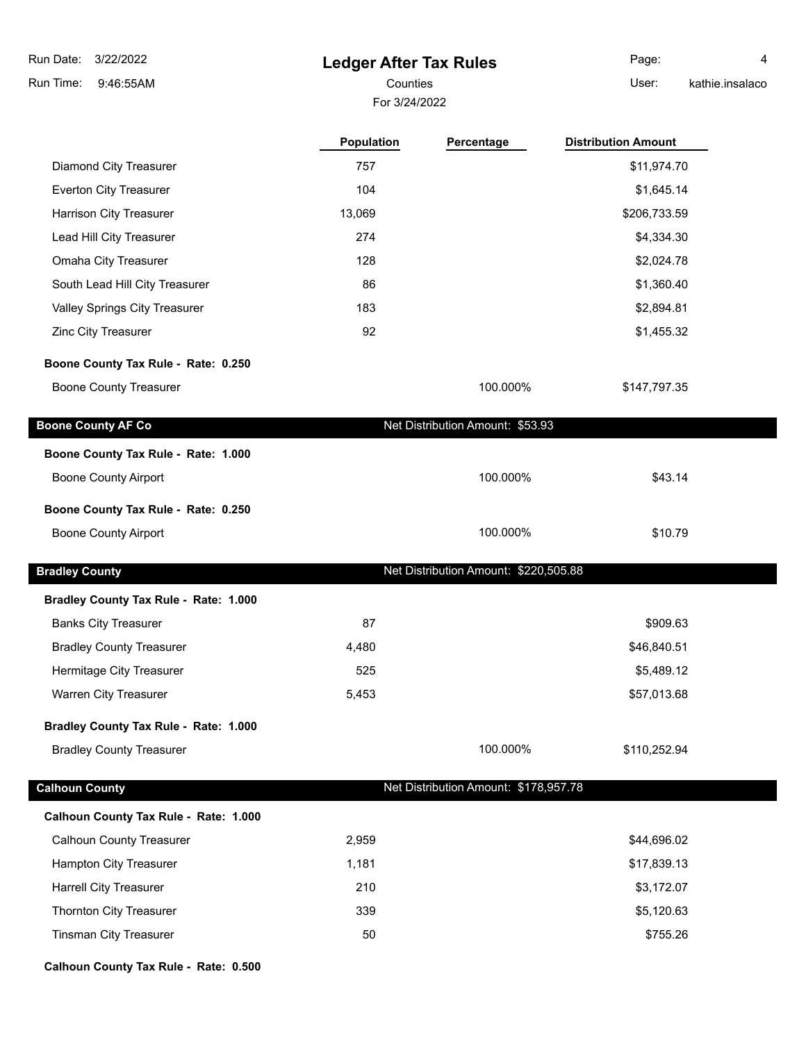| | Population | Percentage | Distribution Amount |
|---|---|---|---|
| Diamond City Treasurer | 757 | | $11,974.70 |
| Everton City Treasurer | 104 | | $1,645.14 |
| Harrison City Treasurer | 13,069 | | $206,733.59 |
| Lead Hill City Treasurer | 274 | | $4,334.30 |
| Omaha City Treasurer | 128 | | $2,024.78 |
| South Lead Hill City Treasurer | 86 | | $1,360.40 |
| Valley Springs City Treasurer | 183 | | $2,894.81 |
| Zinc City Treasurer | 92 | | $1,455.32 |
| **Boone County Tax Rule - Rate: 0.250** | | | |
| Boone County Treasurer | | 100.000% | $147,797.35 |

## Boone County AF Co — Net Distribution Amount: $53.93

| | Population | Percentage | Distribution Amount |
|---|---|---|---|
| **Boone County Tax Rule - Rate: 1.000** | | | |
| Boone County Airport | | 100.000% | $43.14 |
| **Boone County Tax Rule - Rate: 0.250** | | | |
| Boone County Airport | | 100.000% | $10.79 |

## Bradley County — Net Distribution Amount: $220,505.88

| | Population | Percentage | Distribution Amount |
|---|---|---|---|
| **Bradley County Tax Rule - Rate: 1.000** | | | |
| Banks City Treasurer | 87 | | $909.63 |
| Bradley County Treasurer | 4,480 | | $46,840.51 |
| Hermitage City Treasurer | 525 | | $5,489.12 |
| Warren City Treasurer | 5,453 | | $57,013.68 |
| **Bradley County Tax Rule - Rate: 1.000** | | | |
| Bradley County Treasurer | | 100.000% | $110,252.94 |

## Calhoun County — Net Distribution Amount: $178,957.78

| | Population | Percentage | Distribution Amount |
|---|---|---|---|
| **Calhoun County Tax Rule - Rate: 1.000** | | | |
| Calhoun County Treasurer | 2,959 | | $44,696.02 |
| Hampton City Treasurer | 1,181 | | $17,839.13 |
| Harrell City Treasurer | 210 | | $3,172.07 |
| Thornton City Treasurer | 339 | | $5,120.63 |
| Tinsman City Treasurer | 50 | | $755.26 |
| **Calhoun County Tax Rule - Rate: 0.500** | | | |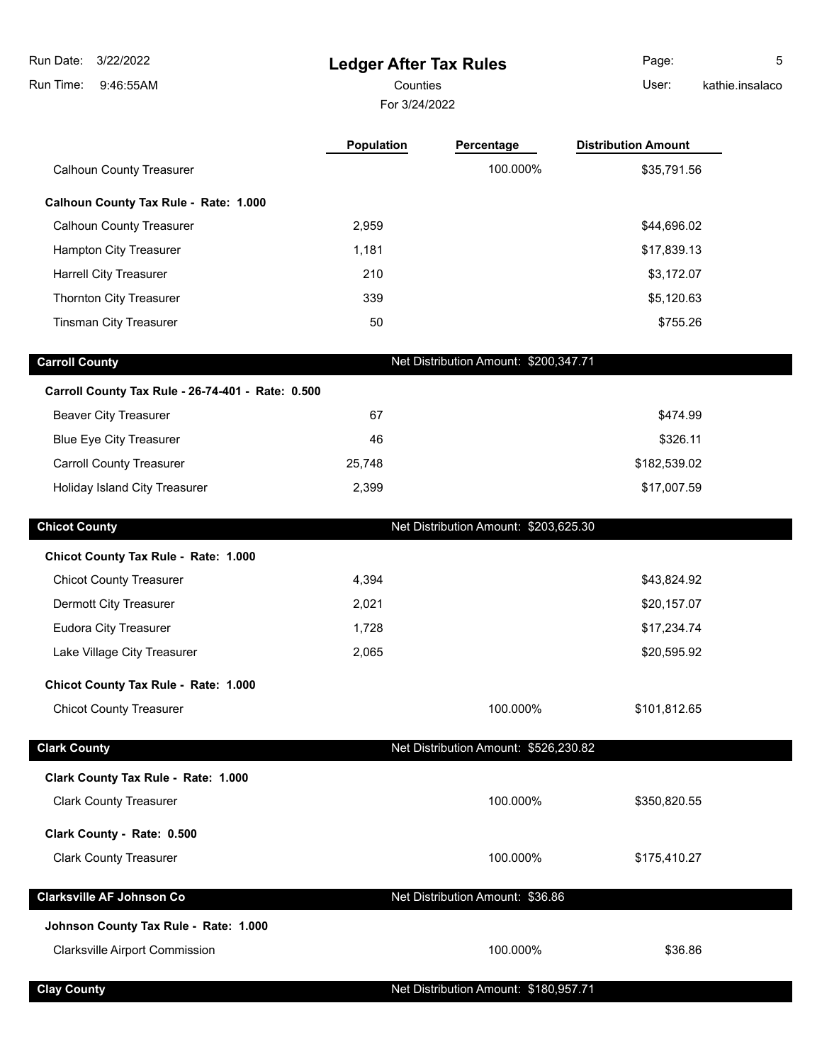| | Population | Percentage | Distribution Amount |
|---|---|---|---|
| Calhoun County Treasurer | | 100.000% | $35,791.56 |
| **Calhoun County Tax Rule - Rate: 1.000** | | | |
| Calhoun County Treasurer | 2,959 | | $44,696.02 |
| Hampton City Treasurer | 1,181 | | $17,839.13 |
| Harrell City Treasurer | 210 | | $3,172.07 |
| Thornton City Treasurer | 339 | | $5,120.63 |
| Tinsman City Treasurer | 50 | | $755.26 |

## Carroll County

Net Distribution Amount: $200,347.71

| | Population | Percentage | Distribution Amount |
|---|---|---|---|
| **Carroll County Tax Rule - 26-74-401 - Rate: 0.500** | | | |
| Beaver City Treasurer | 67 | | $474.99 |
| Blue Eye City Treasurer | 46 | | $326.11 |
| Carroll County Treasurer | 25,748 | | $182,539.02 |
| Holiday Island City Treasurer | 2,399 | | $17,007.59 |

## Chicot County

Net Distribution Amount: $203,625.30

| | Population | Percentage | Distribution Amount |
|---|---|---|---|
| **Chicot County Tax Rule - Rate: 1.000** | | | |
| Chicot County Treasurer | 4,394 | | $43,824.92 |
| Dermott City Treasurer | 2,021 | | $20,157.07 |
| Eudora City Treasurer | 1,728 | | $17,234.74 |
| Lake Village City Treasurer | 2,065 | | $20,595.92 |
| **Chicot County Tax Rule - Rate: 1.000** | | | |
| Chicot County Treasurer | | 100.000% | $101,812.65 |

## Clark County

Net Distribution Amount: $526,230.82

| | Population | Percentage | Distribution Amount |
|---|---|---|---|
| **Clark County Tax Rule - Rate: 1.000** | | | |
| Clark County Treasurer | | 100.000% | $350,820.55 |
| **Clark County - Rate: 0.500** | | | |
| Clark County Treasurer | | 100.000% | $175,410.27 |

## Clarksville AF Johnson Co

Net Distribution Amount: $36.86

| | Population | Percentage | Distribution Amount |
|---|---|---|---|
| **Johnson County Tax Rule - Rate: 1.000** | | | |
| Clarksville Airport Commission | | 100.000% | $36.86 |

## Clay County

Net Distribution Amount: $180,957.71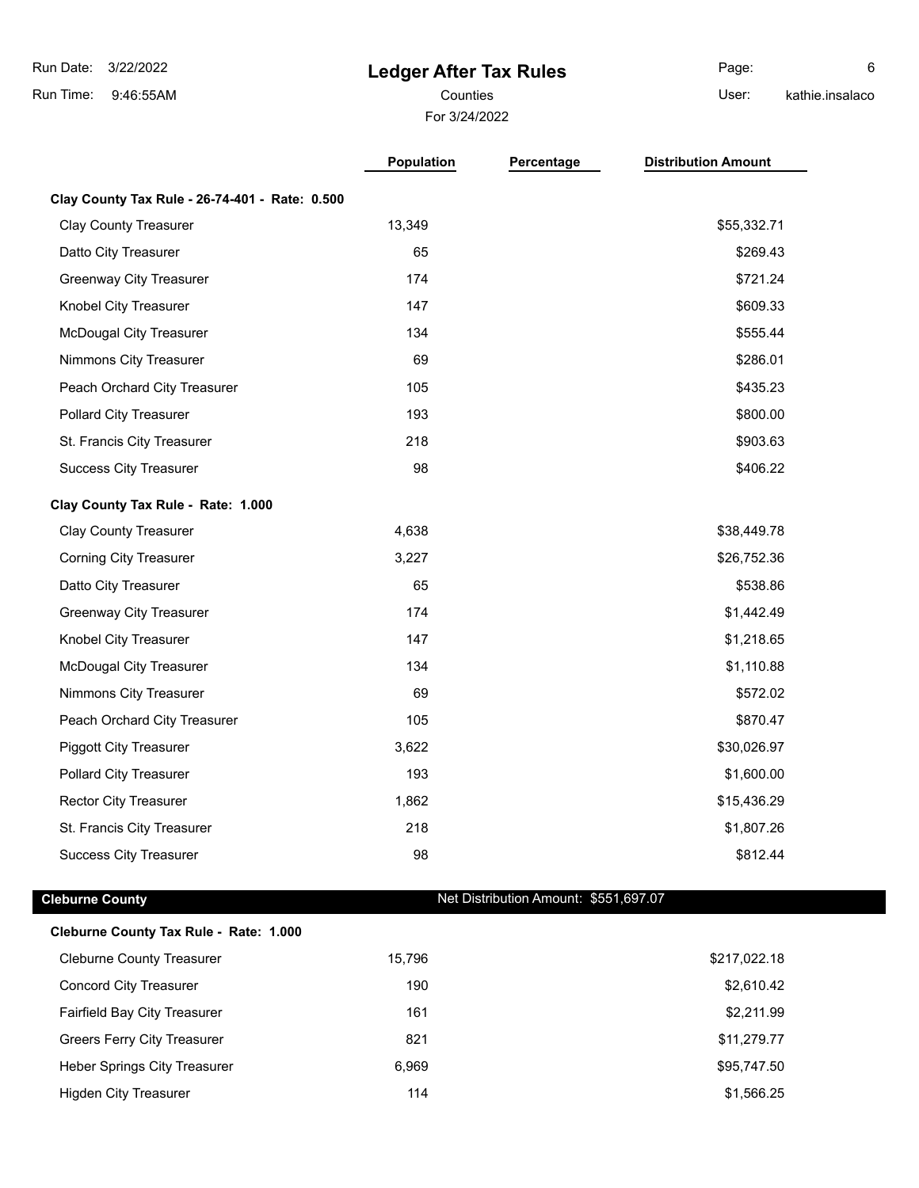# Ledger After Tax Rules

Counties

For 3/24/2022

| | Population | Percentage | Distribution Amount |
|---|---|---|---|
| **Clay County Tax Rule - 26-74-401 - Rate: 0.500** | | | |
| Clay County Treasurer | 13,349 | | $55,332.71 |
| Datto City Treasurer | 65 | | $269.43 |
| Greenway City Treasurer | 174 | | $721.24 |
| Knobel City Treasurer | 147 | | $609.33 |
| McDougal City Treasurer | 134 | | $555.44 |
| Nimmons City Treasurer | 69 | | $286.01 |
| Peach Orchard City Treasurer | 105 | | $435.23 |
| Pollard City Treasurer | 193 | | $800.00 |
| St. Francis City Treasurer | 218 | | $903.63 |
| Success City Treasurer | 98 | | $406.22 |
| **Clay County Tax Rule - Rate: 1.000** | | | |
| Clay County Treasurer | 4,638 | | $38,449.78 |
| Corning City Treasurer | 3,227 | | $26,752.36 |
| Datto City Treasurer | 65 | | $538.86 |
| Greenway City Treasurer | 174 | | $1,442.49 |
| Knobel City Treasurer | 147 | | $1,218.65 |
| McDougal City Treasurer | 134 | | $1,110.88 |
| Nimmons City Treasurer | 69 | | $572.02 |
| Peach Orchard City Treasurer | 105 | | $870.47 |
| Piggott City Treasurer | 3,622 | | $30,026.97 |
| Pollard City Treasurer | 193 | | $1,600.00 |
| Rector City Treasurer | 1,862 | | $15,436.29 |
| St. Francis City Treasurer | 218 | | $1,807.26 |
| Success City Treasurer | 98 | | $812.44 |

## Cleburne County — Net Distribution Amount: $551,697.07

| | Population | Percentage | Distribution Amount |
|---|---|---|---|
| **Cleburne County Tax Rule - Rate: 1.000** | | | |
| Cleburne County Treasurer | 15,796 | | $217,022.18 |
| Concord City Treasurer | 190 | | $2,610.42 |
| Fairfield Bay City Treasurer | 161 | | $2,211.99 |
| Greers Ferry City Treasurer | 821 | | $11,279.77 |
| Heber Springs City Treasurer | 6,969 | | $95,747.50 |
| Higden City Treasurer | 114 | | $1,566.25 |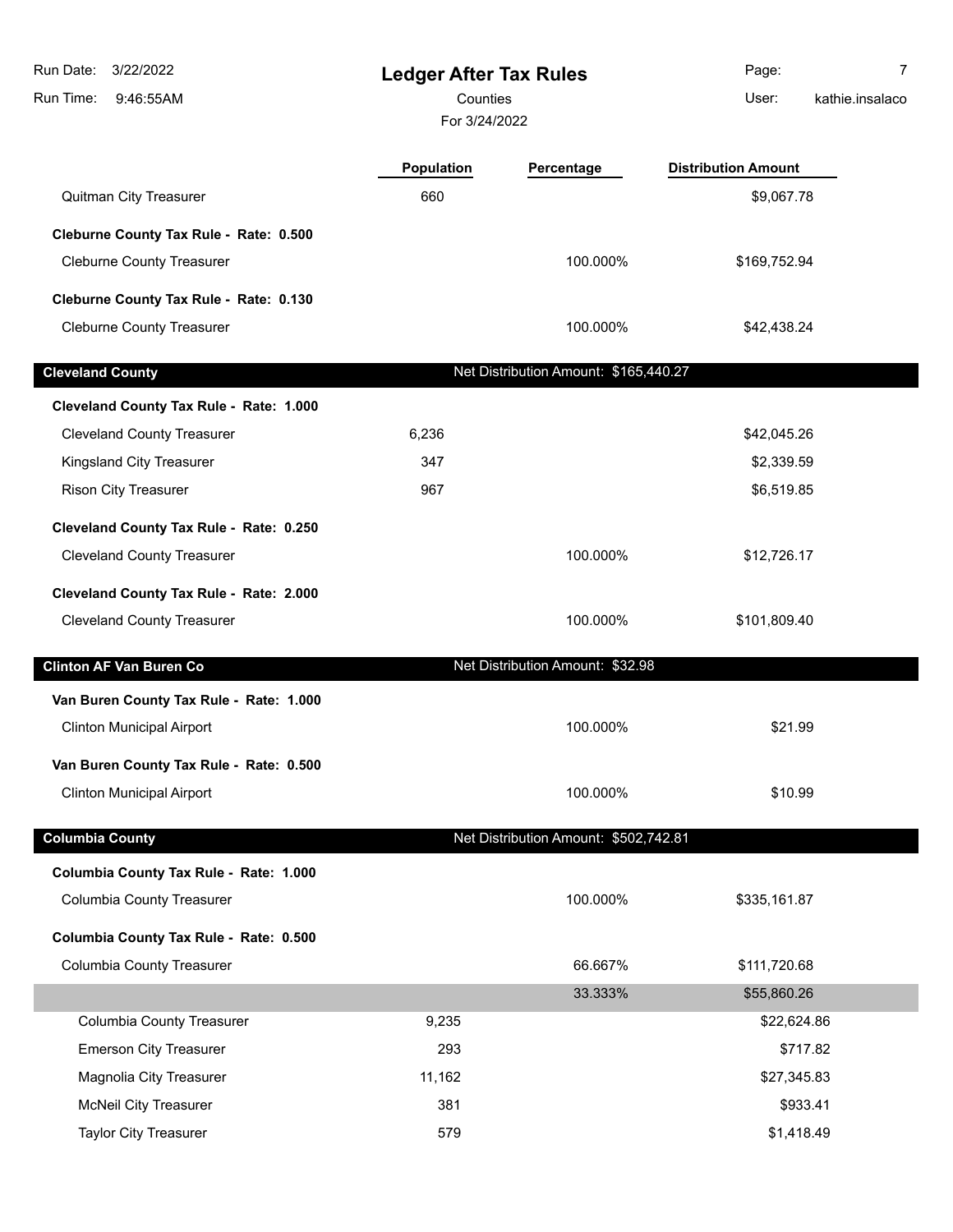# Ledger After Tax Rules

Counties

For 3/24/2022

| | Population | Percentage | Distribution Amount |
|---|---|---|---|
| Quitman City Treasurer | 660 | | $9,067.78 |
| **Cleburne County Tax Rule - Rate: 0.500** | | | |
| Cleburne County Treasurer | | 100.000% | $169,752.94 |
| **Cleburne County Tax Rule - Rate: 0.130** | | | |
| Cleburne County Treasurer | | 100.000% | $42,438.24 |
| **Cleveland County** | | Net Distribution Amount: $165,440.27 | |
| **Cleveland County Tax Rule - Rate: 1.000** | | | |
| Cleveland County Treasurer | 6,236 | | $42,045.26 |
| Kingsland City Treasurer | 347 | | $2,339.59 |
| Rison City Treasurer | 967 | | $6,519.85 |
| **Cleveland County Tax Rule - Rate: 0.250** | | | |
| Cleveland County Treasurer | | 100.000% | $12,726.17 |
| **Cleveland County Tax Rule - Rate: 2.000** | | | |
| Cleveland County Treasurer | | 100.000% | $101,809.40 |
| **Clinton AF Van Buren Co** | | Net Distribution Amount: $32.98 | |
| **Van Buren County Tax Rule - Rate: 1.000** | | | |
| Clinton Municipal Airport | | 100.000% | $21.99 |
| **Van Buren County Tax Rule - Rate: 0.500** | | | |
| Clinton Municipal Airport | | 100.000% | $10.99 |
| **Columbia County** | | Net Distribution Amount: $502,742.81 | |
| **Columbia County Tax Rule - Rate: 1.000** | | | |
| Columbia County Treasurer | | 100.000% | $335,161.87 |
| **Columbia County Tax Rule - Rate: 0.500** | | | |
| Columbia County Treasurer | | 66.667% | $111,720.68 |
| | | 33.333% | $55,860.26 |
| Columbia County Treasurer | 9,235 | | $22,624.86 |
| Emerson City Treasurer | 293 | | $717.82 |
| Magnolia City Treasurer | 11,162 | | $27,345.83 |
| McNeil City Treasurer | 381 | | $933.41 |
| Taylor City Treasurer | 579 | | $1,418.49 |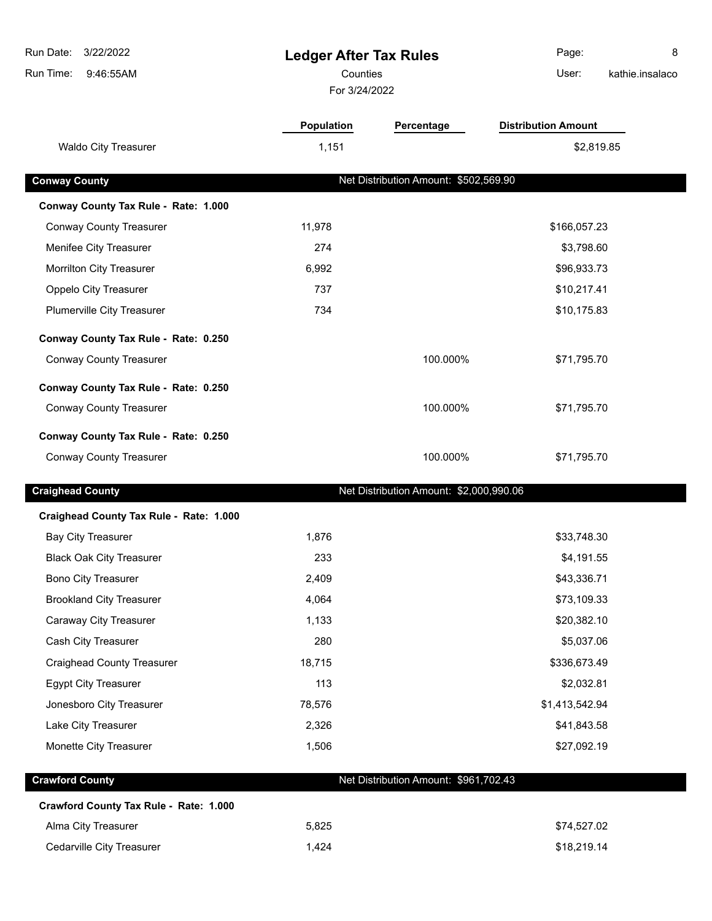# Ledger After Tax Rules

Counties

For 3/24/2022

| | Population | Percentage | Distribution Amount |
|---|---|---|---|
| Waldo City Treasurer | 1,151 | | $2,819.85 |

## Conway County — Net Distribution Amount: $502,569.90

**Conway County Tax Rule - Rate: 1.000**

| | Population | Percentage | Distribution Amount |
|---|---|---|---|
| Conway County Treasurer | 11,978 | | $166,057.23 |
| Menifee City Treasurer | 274 | | $3,798.60 |
| Morrilton City Treasurer | 6,992 | | $96,933.73 |
| Oppelo City Treasurer | 737 | | $10,217.41 |
| Plumerville City Treasurer | 734 | | $10,175.83 |

**Conway County Tax Rule - Rate: 0.250**

| | Population | Percentage | Distribution Amount |
|---|---|---|---|
| Conway County Treasurer | | 100.000% | $71,795.70 |

**Conway County Tax Rule - Rate: 0.250**

| | Population | Percentage | Distribution Amount |
|---|---|---|---|
| Conway County Treasurer | | 100.000% | $71,795.70 |

**Conway County Tax Rule - Rate: 0.250**

| | Population | Percentage | Distribution Amount |
|---|---|---|---|
| Conway County Treasurer | | 100.000% | $71,795.70 |

## Craighead County — Net Distribution Amount: $2,000,990.06

**Craighead County Tax Rule - Rate: 1.000**

| | Population | Percentage | Distribution Amount |
|---|---|---|---|
| Bay City Treasurer | 1,876 | | $33,748.30 |
| Black Oak City Treasurer | 233 | | $4,191.55 |
| Bono City Treasurer | 2,409 | | $43,336.71 |
| Brookland City Treasurer | 4,064 | | $73,109.33 |
| Caraway City Treasurer | 1,133 | | $20,382.10 |
| Cash City Treasurer | 280 | | $5,037.06 |
| Craighead County Treasurer | 18,715 | | $336,673.49 |
| Egypt City Treasurer | 113 | | $2,032.81 |
| Jonesboro City Treasurer | 78,576 | | $1,413,542.94 |
| Lake City Treasurer | 2,326 | | $41,843.58 |
| Monette City Treasurer | 1,506 | | $27,092.19 |

## Crawford County — Net Distribution Amount: $961,702.43

**Crawford County Tax Rule - Rate: 1.000**

| | Population | Percentage | Distribution Amount |
|---|---|---|---|
| Alma City Treasurer | 5,825 | | $74,527.02 |
| Cedarville City Treasurer | 1,424 | | $18,219.14 |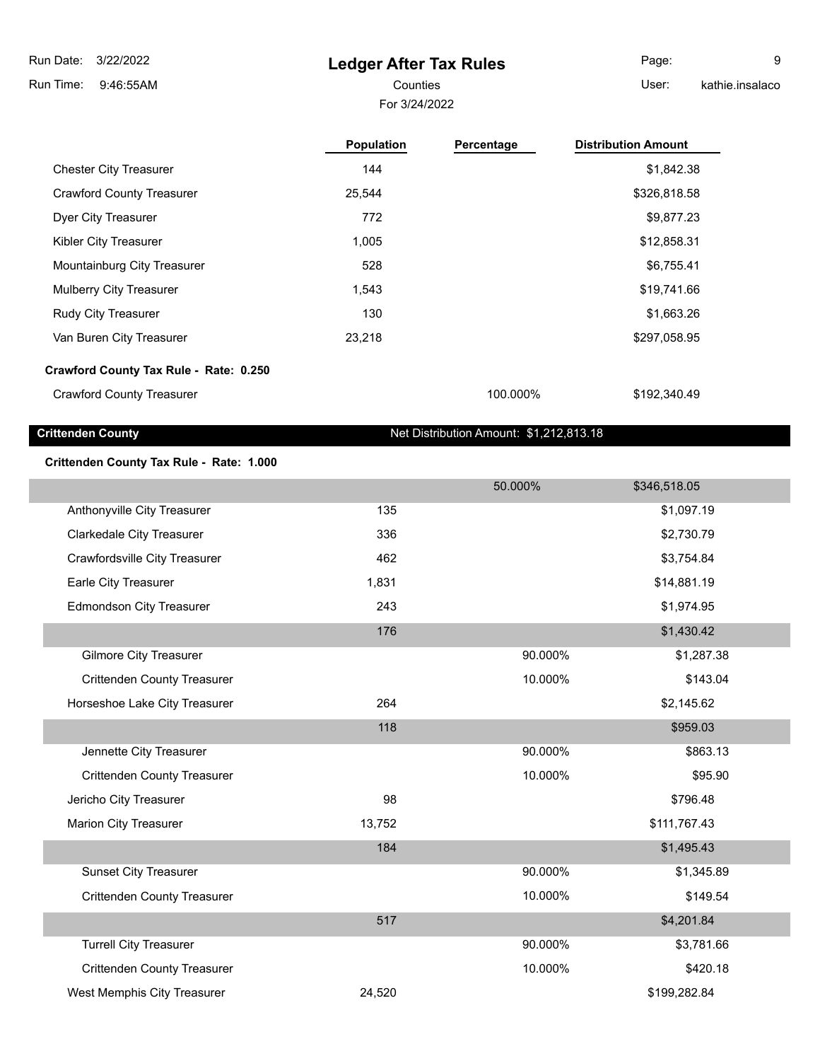# Ledger After Tax Rules

Counties

For 3/24/2022

| | Population | Percentage | Distribution Amount |
|---|---|---|---|
| Chester City Treasurer | 144 | | $1,842.38 |
| Crawford County Treasurer | 25,544 | | $326,818.58 |
| Dyer City Treasurer | 772 | | $9,877.23 |
| Kibler City Treasurer | 1,005 | | $12,858.31 |
| Mountainburg City Treasurer | 528 | | $6,755.41 |
| Mulberry City Treasurer | 1,543 | | $19,741.66 |
| Rudy City Treasurer | 130 | | $1,663.26 |
| Van Buren City Treasurer | 23,218 | | $297,058.95 |

**Crawford County Tax Rule - Rate: 0.250**

| | Population | Percentage | Distribution Amount |
|---|---|---|---|
| Crawford County Treasurer | | 100.000% | $192,340.49 |

## Crittenden County

Net Distribution Amount: $1,212,813.18

**Crittenden County Tax Rule - Rate: 1.000**

| | Population | Percentage | Distribution Amount |
|---|---|---|---|
| | | 50.000% | $346,518.05 |
| Anthonyville City Treasurer | 135 | | $1,097.19 |
| Clarkedale City Treasurer | 336 | | $2,730.79 |
| Crawfordsville City Treasurer | 462 | | $3,754.84 |
| Earle City Treasurer | 1,831 | | $14,881.19 |
| Edmondson City Treasurer | 243 | | $1,974.95 |
| | 176 | | $1,430.42 |
| Gilmore City Treasurer | | 90.000% | $1,287.38 |
| Crittenden County Treasurer | | 10.000% | $143.04 |
| Horseshoe Lake City Treasurer | 264 | | $2,145.62 |
| | 118 | | $959.03 |
| Jennette City Treasurer | | 90.000% | $863.13 |
| Crittenden County Treasurer | | 10.000% | $95.90 |
| Jericho City Treasurer | 98 | | $796.48 |
| Marion City Treasurer | 13,752 | | $111,767.43 |
| | 184 | | $1,495.43 |
| Sunset City Treasurer | | 90.000% | $1,345.89 |
| Crittenden County Treasurer | | 10.000% | $149.54 |
| | 517 | | $4,201.84 |
| Turrell City Treasurer | | 90.000% | $3,781.66 |
| Crittenden County Treasurer | | 10.000% | $420.18 |
| West Memphis City Treasurer | 24,520 | | $199,282.84 |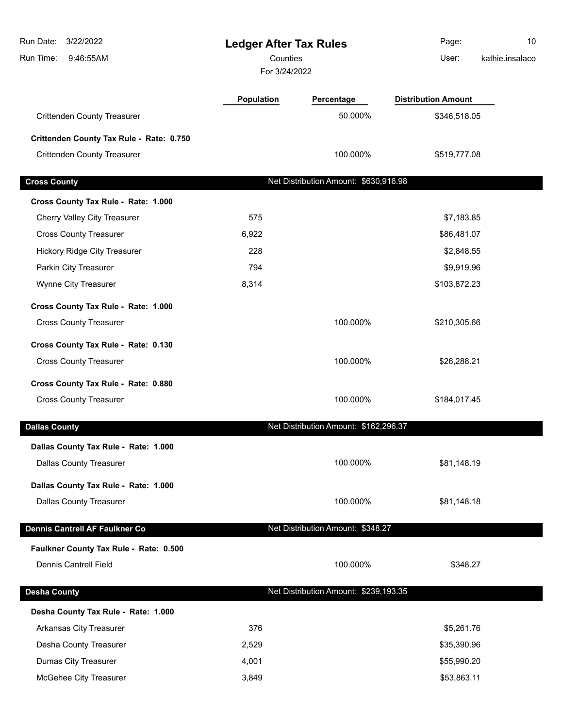# Ledger After Tax Rules

Counties

For 3/24/2022

| | Population | Percentage | Distribution Amount |
|---|---|---|---|
| Crittenden County Treasurer | | 50.000% | $346,518.05 |
| **Crittenden County Tax Rule - Rate: 0.750** | | | |
| Crittenden County Treasurer | | 100.000% | $519,777.08 |
| **Cross County** | | Net Distribution Amount: $630,916.98 | |
| **Cross County Tax Rule - Rate: 1.000** | | | |
| Cherry Valley City Treasurer | 575 | | $7,183.85 |
| Cross County Treasurer | 6,922 | | $86,481.07 |
| Hickory Ridge City Treasurer | 228 | | $2,848.55 |
| Parkin City Treasurer | 794 | | $9,919.96 |
| Wynne City Treasurer | 8,314 | | $103,872.23 |
| **Cross County Tax Rule - Rate: 1.000** | | | |
| Cross County Treasurer | | 100.000% | $210,305.66 |
| **Cross County Tax Rule - Rate: 0.130** | | | |
| Cross County Treasurer | | 100.000% | $26,288.21 |
| **Cross County Tax Rule - Rate: 0.880** | | | |
| Cross County Treasurer | | 100.000% | $184,017.45 |
| **Dallas County** | | Net Distribution Amount: $162,296.37 | |
| **Dallas County Tax Rule - Rate: 1.000** | | | |
| Dallas County Treasurer | | 100.000% | $81,148.19 |
| **Dallas County Tax Rule - Rate: 1.000** | | | |
| Dallas County Treasurer | | 100.000% | $81,148.18 |
| **Dennis Cantrell AF Faulkner Co** | | Net Distribution Amount: $348.27 | |
| **Faulkner County Tax Rule - Rate: 0.500** | | | |
| Dennis Cantrell Field | | 100.000% | $348.27 |
| **Desha County** | | Net Distribution Amount: $239,193.35 | |
| **Desha County Tax Rule - Rate: 1.000** | | | |
| Arkansas City Treasurer | 376 | | $5,261.76 |
| Desha County Treasurer | 2,529 | | $35,390.96 |
| Dumas City Treasurer | 4,001 | | $55,990.20 |
| McGehee City Treasurer | 3,849 | | $53,863.11 |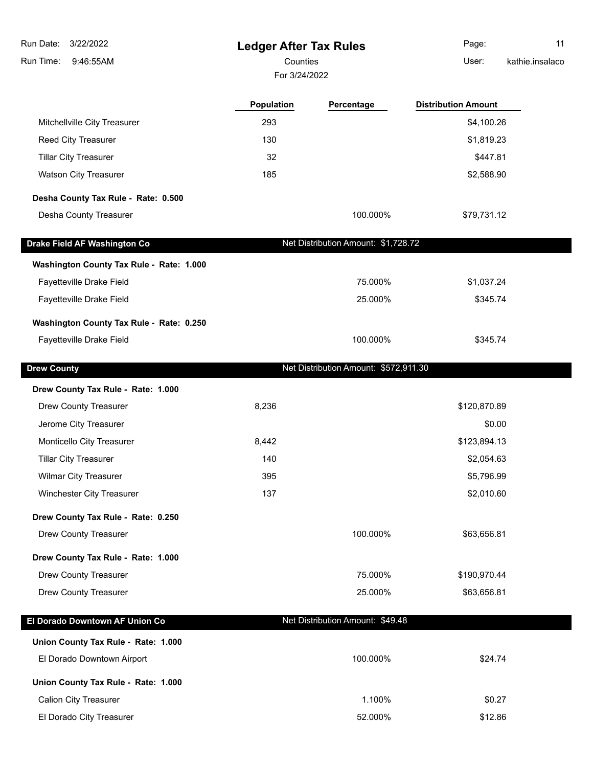| | Population | Percentage | Distribution Amount |
|---|---|---|---|
| Mitchellville City Treasurer | 293 | | $4,100.26 |
| Reed City Treasurer | 130 | | $1,819.23 |
| Tillar City Treasurer | 32 | | $447.81 |
| Watson City Treasurer | 185 | | $2,588.90 |
| **Desha County Tax Rule - Rate: 0.500** | | | |
| Desha County Treasurer | | 100.000% | $79,731.12 |
| **Drake Field AF Washington Co** | | Net Distribution Amount: $1,728.72 | |
| **Washington County Tax Rule - Rate: 1.000** | | | |
| Fayetteville Drake Field | | 75.000% | $1,037.24 |
| Fayetteville Drake Field | | 25.000% | $345.74 |
| **Washington County Tax Rule - Rate: 0.250** | | | |
| Fayetteville Drake Field | | 100.000% | $345.74 |
| **Drew County** | | Net Distribution Amount: $572,911.30 | |
| **Drew County Tax Rule - Rate: 1.000** | | | |
| Drew County Treasurer | 8,236 | | $120,870.89 |
| Jerome City Treasurer | | | $0.00 |
| Monticello City Treasurer | 8,442 | | $123,894.13 |
| Tillar City Treasurer | 140 | | $2,054.63 |
| Wilmar City Treasurer | 395 | | $5,796.99 |
| Winchester City Treasurer | 137 | | $2,010.60 |
| **Drew County Tax Rule - Rate: 0.250** | | | |
| Drew County Treasurer | | 100.000% | $63,656.81 |
| **Drew County Tax Rule - Rate: 1.000** | | | |
| Drew County Treasurer | | 75.000% | $190,970.44 |
| Drew County Treasurer | | 25.000% | $63,656.81 |
| **El Dorado Downtown AF Union Co** | | Net Distribution Amount: $49.48 | |
| **Union County Tax Rule - Rate: 1.000** | | | |
| El Dorado Downtown Airport | | 100.000% | $24.74 |
| **Union County Tax Rule - Rate: 1.000** | | | |
| Calion City Treasurer | | 1.100% | $0.27 |
| El Dorado City Treasurer | | 52.000% | $12.86 |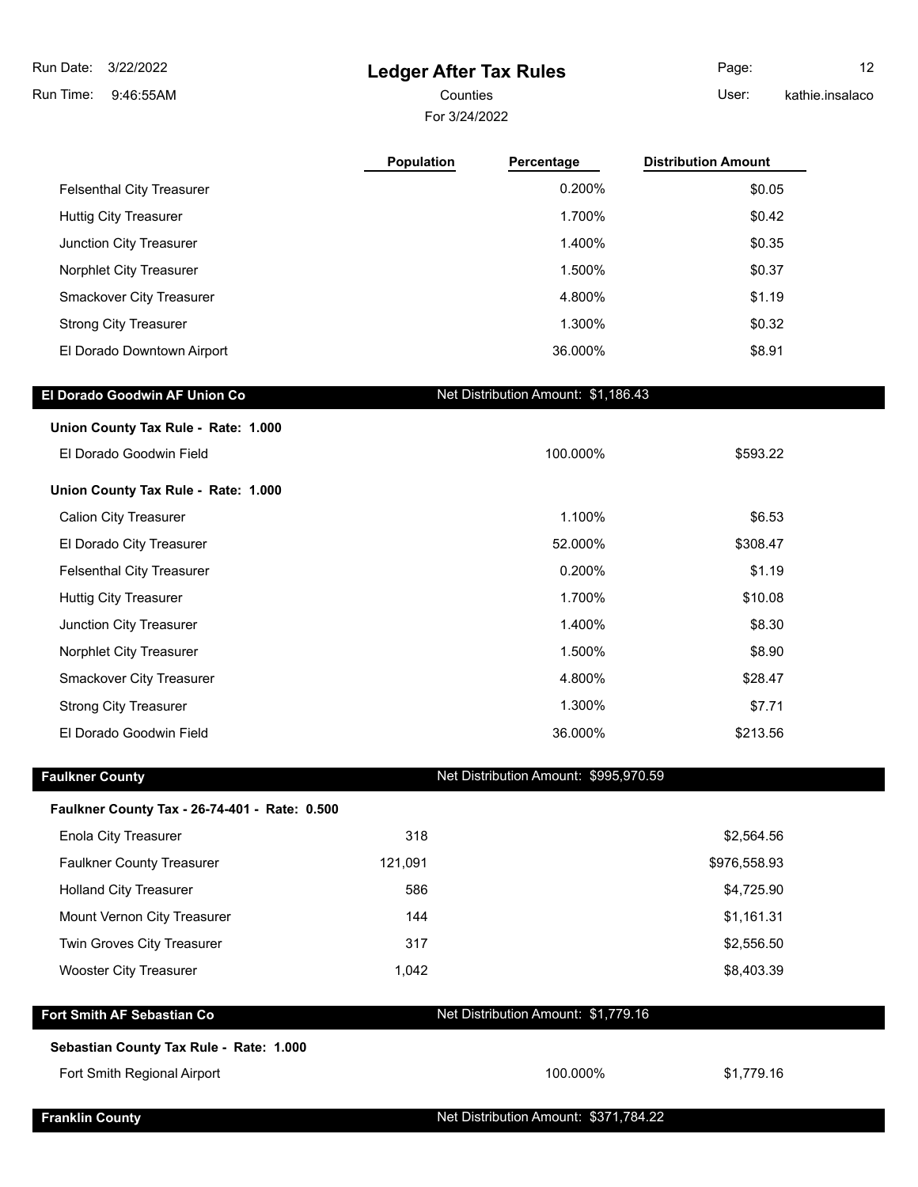| | Population | Percentage | Distribution Amount |
|---|---|---|---|
| Felsenthal City Treasurer | | 0.200% | $0.05 |
| Huttig City Treasurer | | 1.700% | $0.42 |
| Junction City Treasurer | | 1.400% | $0.35 |
| Norphlet City Treasurer | | 1.500% | $0.37 |
| Smackover City Treasurer | | 4.800% | $1.19 |
| Strong City Treasurer | | 1.300% | $0.32 |
| El Dorado Downtown Airport | | 36.000% | $8.91 |

## El Dorado Goodwin AF Union Co — Net Distribution Amount: $1,186.43

**Union County Tax Rule - Rate: 1.000**

| | Population | Percentage | Distribution Amount |
|---|---|---|---|
| El Dorado Goodwin Field | | 100.000% | $593.22 |

**Union County Tax Rule - Rate: 1.000**

| | Population | Percentage | Distribution Amount |
|---|---|---|---|
| Calion City Treasurer | | 1.100% | $6.53 |
| El Dorado City Treasurer | | 52.000% | $308.47 |
| Felsenthal City Treasurer | | 0.200% | $1.19 |
| Huttig City Treasurer | | 1.700% | $10.08 |
| Junction City Treasurer | | 1.400% | $8.30 |
| Norphlet City Treasurer | | 1.500% | $8.90 |
| Smackover City Treasurer | | 4.800% | $28.47 |
| Strong City Treasurer | | 1.300% | $7.71 |
| El Dorado Goodwin Field | | 36.000% | $213.56 |

## Faulkner County — Net Distribution Amount: $995,970.59

**Faulkner County Tax - 26-74-401 - Rate: 0.500**

| | Population | Percentage | Distribution Amount |
|---|---|---|---|
| Enola City Treasurer | 318 | | $2,564.56 |
| Faulkner County Treasurer | 121,091 | | $976,558.93 |
| Holland City Treasurer | 586 | | $4,725.90 |
| Mount Vernon City Treasurer | 144 | | $1,161.31 |
| Twin Groves City Treasurer | 317 | | $2,556.50 |
| Wooster City Treasurer | 1,042 | | $8,403.39 |

## Fort Smith AF Sebastian Co — Net Distribution Amount: $1,779.16

**Sebastian County Tax Rule - Rate: 1.000**

| | Population | Percentage | Distribution Amount |
|---|---|---|---|
| Fort Smith Regional Airport | | 100.000% | $1,779.16 |

## Franklin County — Net Distribution Amount: $371,784.22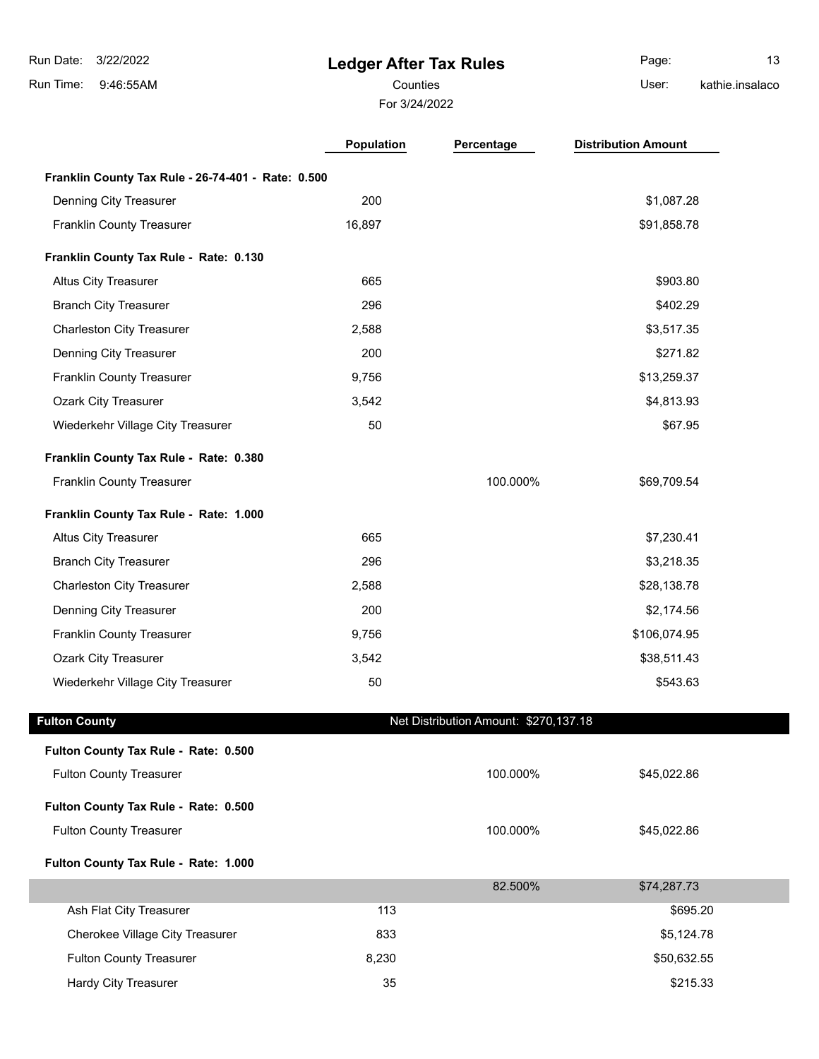## Ledger After Tax Rules

Counties

For 3/24/2022

| | Population | Percentage | Distribution Amount |
|---|---|---|---|
| **Franklin County Tax Rule - 26-74-401 - Rate: 0.500** | | | |
| Denning City Treasurer | 200 | | $1,087.28 |
| Franklin County Treasurer | 16,897 | | $91,858.78 |
| **Franklin County Tax Rule - Rate: 0.130** | | | |
| Altus City Treasurer | 665 | | $903.80 |
| Branch City Treasurer | 296 | | $402.29 |
| Charleston City Treasurer | 2,588 | | $3,517.35 |
| Denning City Treasurer | 200 | | $271.82 |
| Franklin County Treasurer | 9,756 | | $13,259.37 |
| Ozark City Treasurer | 3,542 | | $4,813.93 |
| Wiederkehr Village City Treasurer | 50 | | $67.95 |
| **Franklin County Tax Rule - Rate: 0.380** | | | |
| Franklin County Treasurer | | 100.000% | $69,709.54 |
| **Franklin County Tax Rule - Rate: 1.000** | | | |
| Altus City Treasurer | 665 | | $7,230.41 |
| Branch City Treasurer | 296 | | $3,218.35 |
| Charleston City Treasurer | 2,588 | | $28,138.78 |
| Denning City Treasurer | 200 | | $2,174.56 |
| Franklin County Treasurer | 9,756 | | $106,074.95 |
| Ozark City Treasurer | 3,542 | | $38,511.43 |
| Wiederkehr Village City Treasurer | 50 | | $543.63 |

### Fulton County — Net Distribution Amount: $270,137.18

| | Population | Percentage | Distribution Amount |
|---|---|---|---|
| **Fulton County Tax Rule - Rate: 0.500** | | | |
| Fulton County Treasurer | | 100.000% | $45,022.86 |
| **Fulton County Tax Rule - Rate: 0.500** | | | |
| Fulton County Treasurer | | 100.000% | $45,022.86 |
| **Fulton County Tax Rule - Rate: 1.000** | | | |
| | | 82.500% | $74,287.73 |
| Ash Flat City Treasurer | 113 | | $695.20 |
| Cherokee Village City Treasurer | 833 | | $5,124.78 |
| Fulton County Treasurer | 8,230 | | $50,632.55 |
| Hardy City Treasurer | 35 | | $215.33 |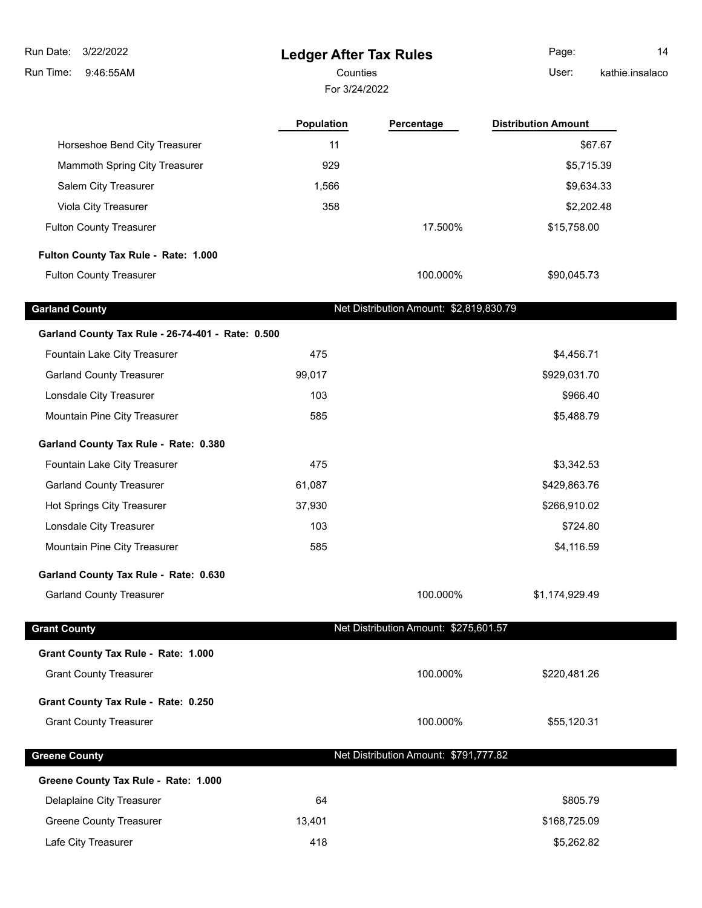# Ledger After Tax Rules

Counties

For 3/24/2022

| | Population | Percentage | Distribution Amount |
|---|---|---|---|
| Horseshoe Bend City Treasurer | 11 | | $67.67 |
| Mammoth Spring City Treasurer | 929 | | $5,715.39 |
| Salem City Treasurer | 1,566 | | $9,634.33 |
| Viola City Treasurer | 358 | | $2,202.48 |
| Fulton County Treasurer | | 17.500% | $15,758.00 |
| **Fulton County Tax Rule - Rate: 1.000** | | | |
| Fulton County Treasurer | | 100.000% | $90,045.73 |

## Garland County

Net Distribution Amount: $2,819,830.79

| | Population | Percentage | Distribution Amount |
|---|---|---|---|
| **Garland County Tax Rule - 26-74-401 - Rate: 0.500** | | | |
| Fountain Lake City Treasurer | 475 | | $4,456.71 |
| Garland County Treasurer | 99,017 | | $929,031.70 |
| Lonsdale City Treasurer | 103 | | $966.40 |
| Mountain Pine City Treasurer | 585 | | $5,488.79 |
| **Garland County Tax Rule - Rate: 0.380** | | | |
| Fountain Lake City Treasurer | 475 | | $3,342.53 |
| Garland County Treasurer | 61,087 | | $429,863.76 |
| Hot Springs City Treasurer | 37,930 | | $266,910.02 |
| Lonsdale City Treasurer | 103 | | $724.80 |
| Mountain Pine City Treasurer | 585 | | $4,116.59 |
| **Garland County Tax Rule - Rate: 0.630** | | | |
| Garland County Treasurer | | 100.000% | $1,174,929.49 |

## Grant County

Net Distribution Amount: $275,601.57

| | Population | Percentage | Distribution Amount |
|---|---|---|---|
| **Grant County Tax Rule - Rate: 1.000** | | | |
| Grant County Treasurer | | 100.000% | $220,481.26 |
| **Grant County Tax Rule - Rate: 0.250** | | | |
| Grant County Treasurer | | 100.000% | $55,120.31 |

## Greene County

Net Distribution Amount: $791,777.82

| | Population | Percentage | Distribution Amount |
|---|---|---|---|
| **Greene County Tax Rule - Rate: 1.000** | | | |
| Delaplaine City Treasurer | 64 | | $805.79 |
| Greene County Treasurer | 13,401 | | $168,725.09 |
| Lafe City Treasurer | 418 | | $5,262.82 |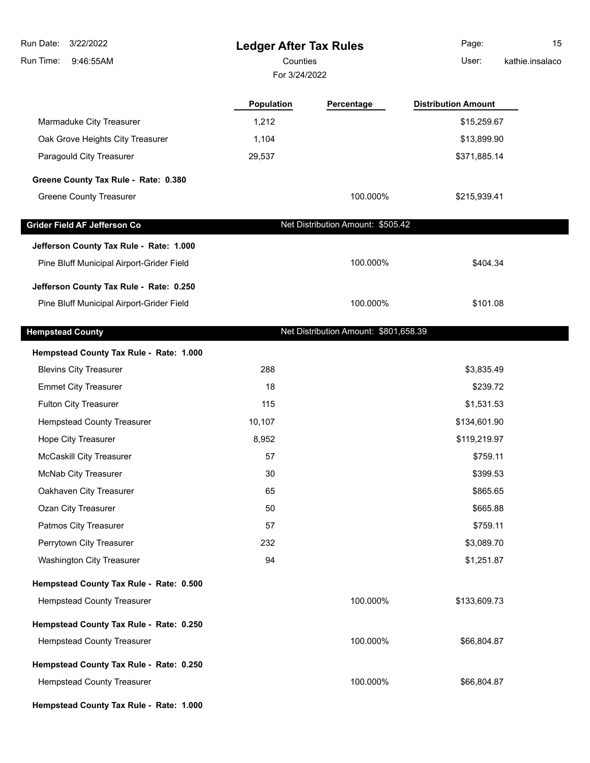# Ledger After Tax Rules

Counties

For 3/24/2022

Run Date: 3/22/2022
Run Time: 9:46:55AM
User: kathie.insalaco

| | Population | Percentage | Distribution Amount |
|---|---|---|---|
| Marmaduke City Treasurer | 1,212 | | $15,259.67 |
| Oak Grove Heights City Treasurer | 1,104 | | $13,899.90 |
| Paragould City Treasurer | 29,537 | | $371,885.14 |
| **Greene County Tax Rule - Rate: 0.380** | | | |
| Greene County Treasurer | | 100.000% | $215,939.41 |
| **Grider Field AF Jefferson Co** | | Net Distribution Amount: $505.42 | |
| **Jefferson County Tax Rule - Rate: 1.000** | | | |
| Pine Bluff Municipal Airport-Grider Field | | 100.000% | $404.34 |
| **Jefferson County Tax Rule - Rate: 0.250** | | | |
| Pine Bluff Municipal Airport-Grider Field | | 100.000% | $101.08 |
| **Hempstead County** | | Net Distribution Amount: $801,658.39 | |
| **Hempstead County Tax Rule - Rate: 1.000** | | | |
| Blevins City Treasurer | 288 | | $3,835.49 |
| Emmet City Treasurer | 18 | | $239.72 |
| Fulton City Treasurer | 115 | | $1,531.53 |
| Hempstead County Treasurer | 10,107 | | $134,601.90 |
| Hope City Treasurer | 8,952 | | $119,219.97 |
| McCaskill City Treasurer | 57 | | $759.11 |
| McNab City Treasurer | 30 | | $399.53 |
| Oakhaven City Treasurer | 65 | | $865.65 |
| Ozan City Treasurer | 50 | | $665.88 |
| Patmos City Treasurer | 57 | | $759.11 |
| Perrytown City Treasurer | 232 | | $3,089.70 |
| Washington City Treasurer | 94 | | $1,251.87 |
| **Hempstead County Tax Rule - Rate: 0.500** | | | |
| Hempstead County Treasurer | | 100.000% | $133,609.73 |
| **Hempstead County Tax Rule - Rate: 0.250** | | | |
| Hempstead County Treasurer | | 100.000% | $66,804.87 |
| **Hempstead County Tax Rule - Rate: 0.250** | | | |
| Hempstead County Treasurer | | 100.000% | $66,804.87 |
| **Hempstead County Tax Rule - Rate: 1.000** | | | |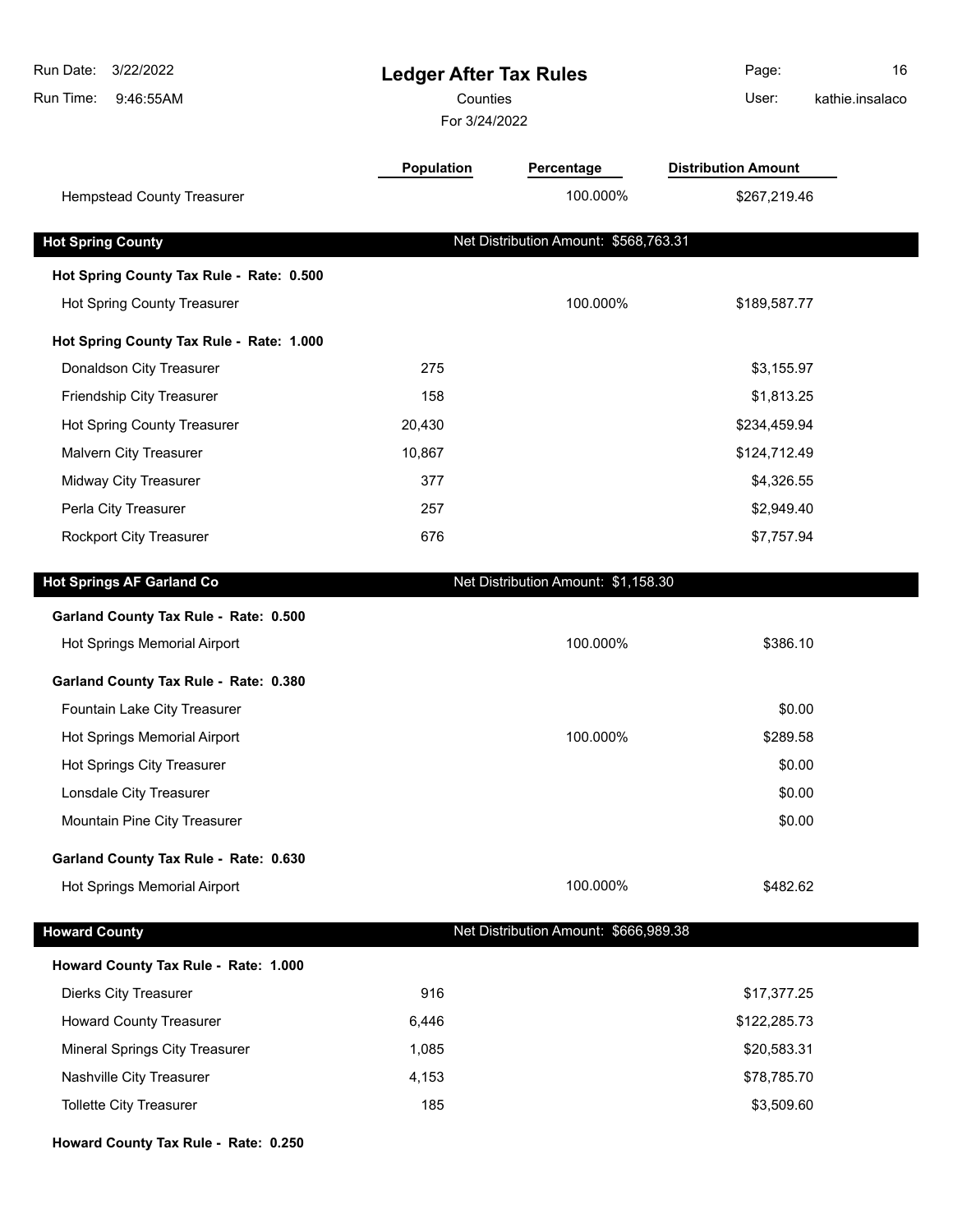| | Population | Percentage | Distribution Amount |
|---|---|---|---|
| Hempstead County Treasurer | | 100.000% | $267,219.46 |

| **Hot Spring County** | | Net Distribution Amount: $568,763.31 | |
|---|---|---|---|
| **Hot Spring County Tax Rule - Rate: 0.500** | | | |
| Hot Spring County Treasurer | | 100.000% | $189,587.77 |
| **Hot Spring County Tax Rule - Rate: 1.000** | | | |
| Donaldson City Treasurer | 275 | | $3,155.97 |
| Friendship City Treasurer | 158 | | $1,813.25 |
| Hot Spring County Treasurer | 20,430 | | $234,459.94 |
| Malvern City Treasurer | 10,867 | | $124,712.49 |
| Midway City Treasurer | 377 | | $4,326.55 |
| Perla City Treasurer | 257 | | $2,949.40 |
| Rockport City Treasurer | 676 | | $7,757.94 |

| **Hot Springs AF Garland Co** | | Net Distribution Amount: $1,158.30 | |
|---|---|---|---|
| **Garland County Tax Rule - Rate: 0.500** | | | |
| Hot Springs Memorial Airport | | 100.000% | $386.10 |
| **Garland County Tax Rule - Rate: 0.380** | | | |
| Fountain Lake City Treasurer | | | $0.00 |
| Hot Springs Memorial Airport | | 100.000% | $289.58 |
| Hot Springs City Treasurer | | | $0.00 |
| Lonsdale City Treasurer | | | $0.00 |
| Mountain Pine City Treasurer | | | $0.00 |
| **Garland County Tax Rule - Rate: 0.630** | | | |
| Hot Springs Memorial Airport | | 100.000% | $482.62 |

| **Howard County** | | Net Distribution Amount: $666,989.38 | |
|---|---|---|---|
| **Howard County Tax Rule - Rate: 1.000** | | | |
| Dierks City Treasurer | 916 | | $17,377.25 |
| Howard County Treasurer | 6,446 | | $122,285.73 |
| Mineral Springs City Treasurer | 1,085 | | $20,583.31 |
| Nashville City Treasurer | 4,153 | | $78,785.70 |
| Tollette City Treasurer | 185 | | $3,509.60 |
| **Howard County Tax Rule - Rate: 0.250** | | | |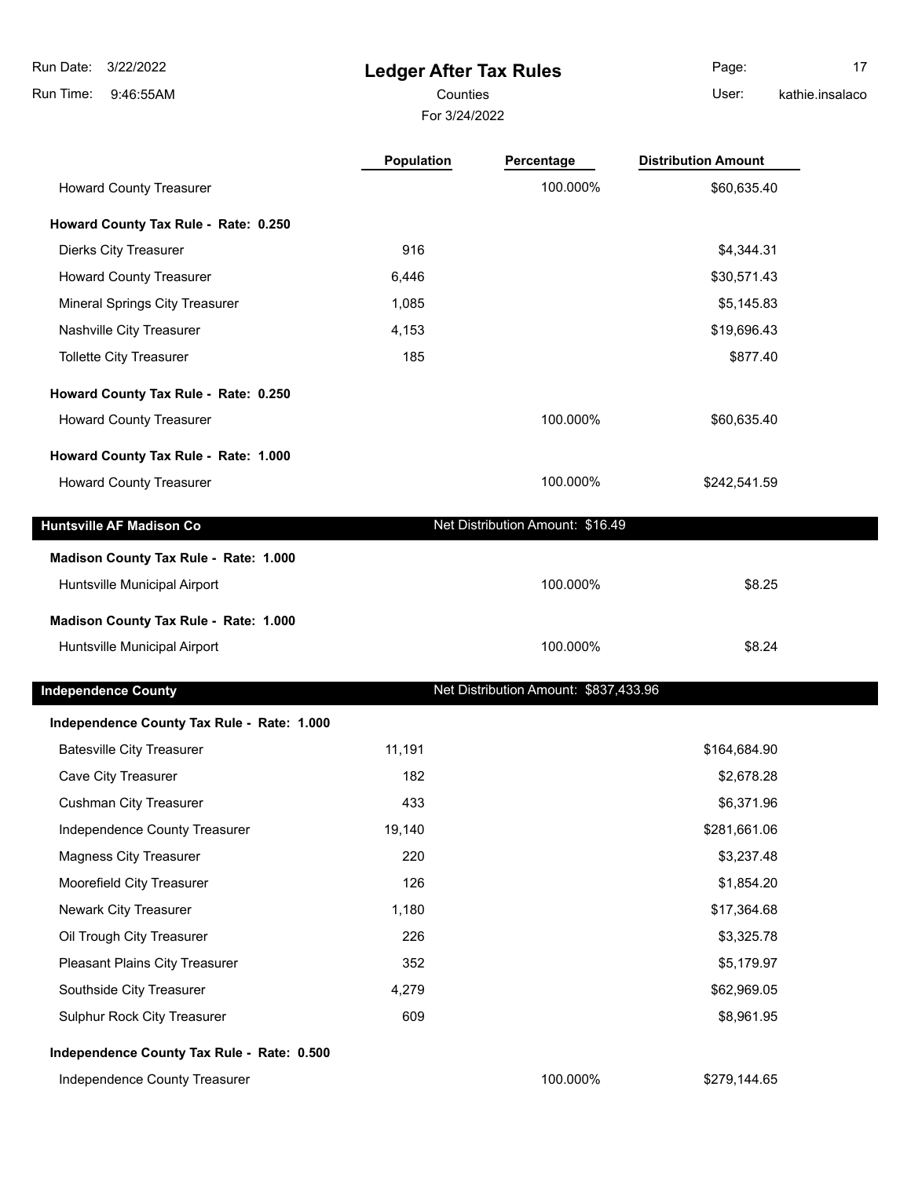# Ledger After Tax Rules

Counties

For 3/24/2022

| | Population | Percentage | Distribution Amount |
|---|---|---|---|
| Howard County Treasurer | | 100.000% | $60,635.40 |
| **Howard County Tax Rule - Rate: 0.250** | | | |
| Dierks City Treasurer | 916 | | $4,344.31 |
| Howard County Treasurer | 6,446 | | $30,571.43 |
| Mineral Springs City Treasurer | 1,085 | | $5,145.83 |
| Nashville City Treasurer | 4,153 | | $19,696.43 |
| Tollette City Treasurer | 185 | | $877.40 |
| **Howard County Tax Rule - Rate: 0.250** | | | |
| Howard County Treasurer | | 100.000% | $60,635.40 |
| **Howard County Tax Rule - Rate: 1.000** | | | |
| Howard County Treasurer | | 100.000% | $242,541.59 |

**Huntsville AF Madison Co** — Net Distribution Amount: $16.49

| | Population | Percentage | Distribution Amount |
|---|---|---|---|
| **Madison County Tax Rule - Rate: 1.000** | | | |
| Huntsville Municipal Airport | | 100.000% | $8.25 |
| **Madison County Tax Rule - Rate: 1.000** | | | |
| Huntsville Municipal Airport | | 100.000% | $8.24 |

**Independence County** — Net Distribution Amount: $837,433.96

| | Population | Percentage | Distribution Amount |
|---|---|---|---|
| **Independence County Tax Rule - Rate: 1.000** | | | |
| Batesville City Treasurer | 11,191 | | $164,684.90 |
| Cave City Treasurer | 182 | | $2,678.28 |
| Cushman City Treasurer | 433 | | $6,371.96 |
| Independence County Treasurer | 19,140 | | $281,661.06 |
| Magness City Treasurer | 220 | | $3,237.48 |
| Moorefield City Treasurer | 126 | | $1,854.20 |
| Newark City Treasurer | 1,180 | | $17,364.68 |
| Oil Trough City Treasurer | 226 | | $3,325.78 |
| Pleasant Plains City Treasurer | 352 | | $5,179.97 |
| Southside City Treasurer | 4,279 | | $62,969.05 |
| Sulphur Rock City Treasurer | 609 | | $8,961.95 |
| **Independence County Tax Rule - Rate: 0.500** | | | |
| Independence County Treasurer | | 100.000% | $279,144.65 |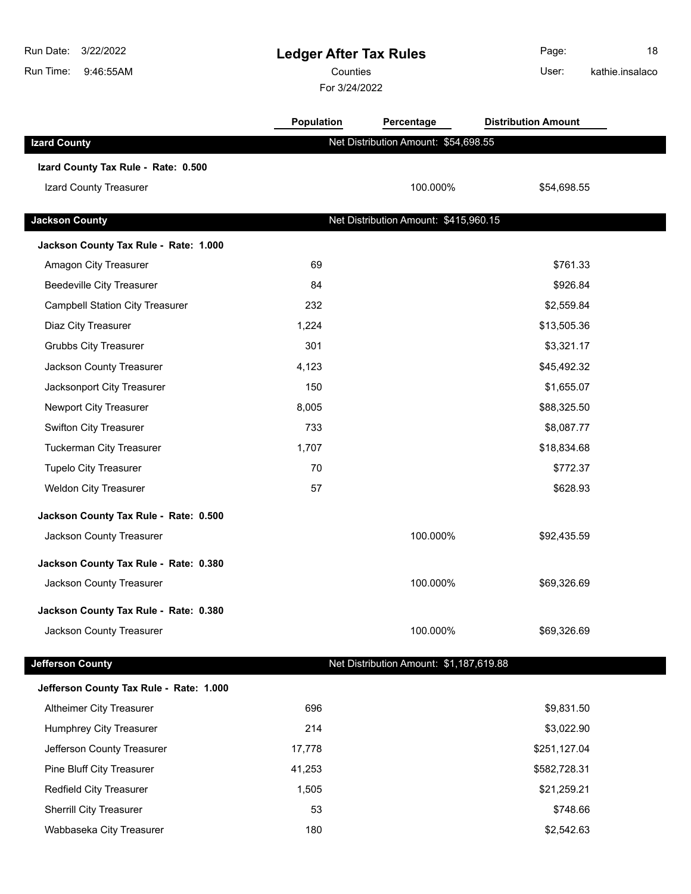# Ledger After Tax Rules

Counties

For 3/24/2022

Run Date: 3/22/2022
Run Time: 9:46:55AM
User: kathie.insalaco

| | Population | Percentage | Distribution Amount |
|---|---|---|---|
| **Izard County** | | Net Distribution Amount: $54,698.55 | |
| **Izard County Tax Rule - Rate: 0.500** | | | |
| Izard County Treasurer | | 100.000% | $54,698.55 |
| **Jackson County** | | Net Distribution Amount: $415,960.15 | |
| **Jackson County Tax Rule - Rate: 1.000** | | | |
| Amagon City Treasurer | 69 | | $761.33 |
| Beedeville City Treasurer | 84 | | $926.84 |
| Campbell Station City Treasurer | 232 | | $2,559.84 |
| Diaz City Treasurer | 1,224 | | $13,505.36 |
| Grubbs City Treasurer | 301 | | $3,321.17 |
| Jackson County Treasurer | 4,123 | | $45,492.32 |
| Jacksonport City Treasurer | 150 | | $1,655.07 |
| Newport City Treasurer | 8,005 | | $88,325.50 |
| Swifton City Treasurer | 733 | | $8,087.77 |
| Tuckerman City Treasurer | 1,707 | | $18,834.68 |
| Tupelo City Treasurer | 70 | | $772.37 |
| Weldon City Treasurer | 57 | | $628.93 |
| **Jackson County Tax Rule - Rate: 0.500** | | | |
| Jackson County Treasurer | | 100.000% | $92,435.59 |
| **Jackson County Tax Rule - Rate: 0.380** | | | |
| Jackson County Treasurer | | 100.000% | $69,326.69 |
| **Jackson County Tax Rule - Rate: 0.380** | | | |
| Jackson County Treasurer | | 100.000% | $69,326.69 |
| **Jefferson County** | | Net Distribution Amount: $1,187,619.88 | |
| **Jefferson County Tax Rule - Rate: 1.000** | | | |
| Altheimer City Treasurer | 696 | | $9,831.50 |
| Humphrey City Treasurer | 214 | | $3,022.90 |
| Jefferson County Treasurer | 17,778 | | $251,127.04 |
| Pine Bluff City Treasurer | 41,253 | | $582,728.31 |
| Redfield City Treasurer | 1,505 | | $21,259.21 |
| Sherrill City Treasurer | 53 | | $748.66 |
| Wabbaseka City Treasurer | 180 | | $2,542.63 |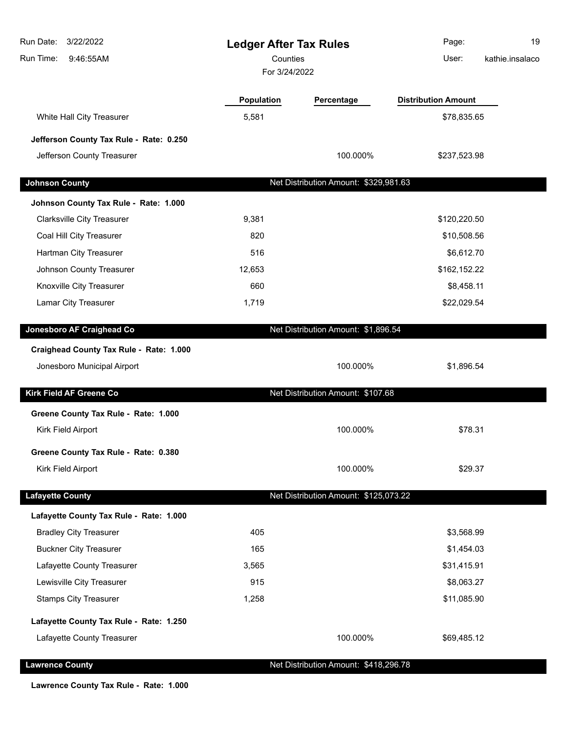| | Population | Percentage | Distribution Amount |
|---|---|---|---|
| White Hall City Treasurer | 5,581 | | $78,835.65 |
| **Jefferson County Tax Rule - Rate: 0.250** | | | |
| Jefferson County Treasurer | | 100.000% | $237,523.98 |
| **Johnson County** | | Net Distribution Amount: $329,981.63 | |
| **Johnson County Tax Rule - Rate: 1.000** | | | |
| Clarksville City Treasurer | 9,381 | | $120,220.50 |
| Coal Hill City Treasurer | 820 | | $10,508.56 |
| Hartman City Treasurer | 516 | | $6,612.70 |
| Johnson County Treasurer | 12,653 | | $162,152.22 |
| Knoxville City Treasurer | 660 | | $8,458.11 |
| Lamar City Treasurer | 1,719 | | $22,029.54 |
| **Jonesboro AF Craighead Co** | | Net Distribution Amount: $1,896.54 | |
| **Craighead County Tax Rule - Rate: 1.000** | | | |
| Jonesboro Municipal Airport | | 100.000% | $1,896.54 |
| **Kirk Field AF Greene Co** | | Net Distribution Amount: $107.68 | |
| **Greene County Tax Rule - Rate: 1.000** | | | |
| Kirk Field Airport | | 100.000% | $78.31 |
| **Greene County Tax Rule - Rate: 0.380** | | | |
| Kirk Field Airport | | 100.000% | $29.37 |
| **Lafayette County** | | Net Distribution Amount: $125,073.22 | |
| **Lafayette County Tax Rule - Rate: 1.000** | | | |
| Bradley City Treasurer | 405 | | $3,568.99 |
| Buckner City Treasurer | 165 | | $1,454.03 |
| Lafayette County Treasurer | 3,565 | | $31,415.91 |
| Lewisville City Treasurer | 915 | | $8,063.27 |
| Stamps City Treasurer | 1,258 | | $11,085.90 |
| **Lafayette County Tax Rule - Rate: 1.250** | | | |
| Lafayette County Treasurer | | 100.000% | $69,485.12 |
| **Lawrence County** | | Net Distribution Amount: $418,296.78 | |
| **Lawrence County Tax Rule - Rate: 1.000** | | | |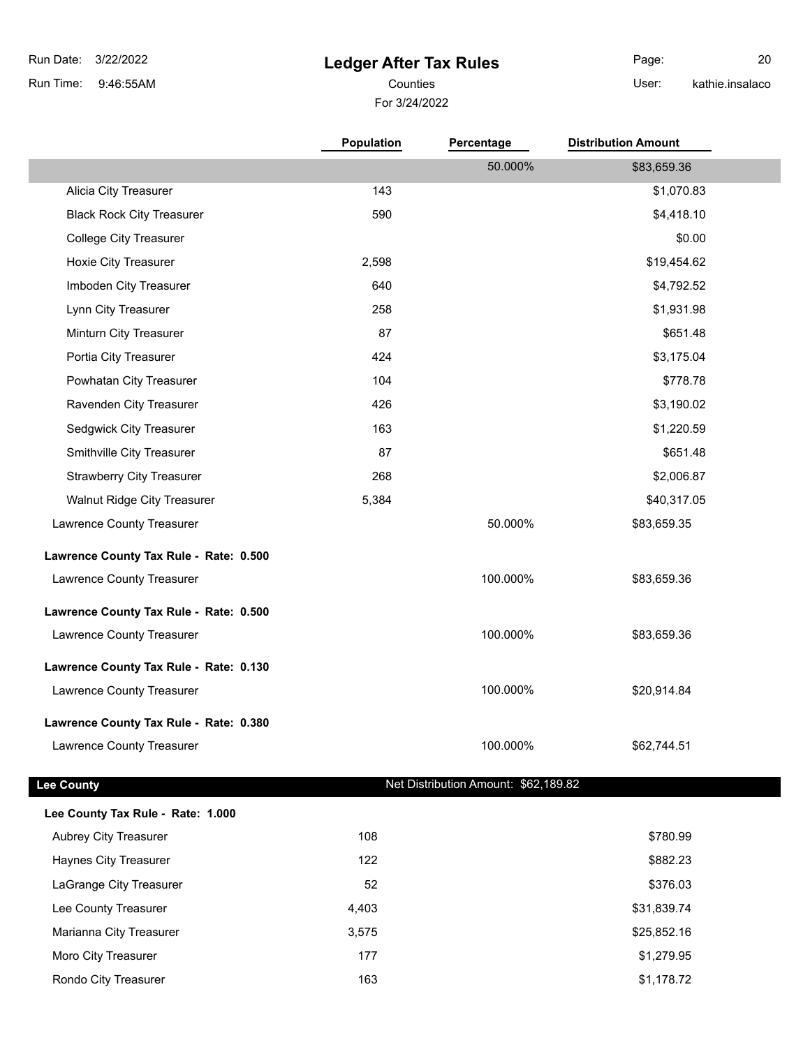# Ledger After Tax Rules

Counties

For 3/24/2022

| | Population | Percentage | Distribution Amount |
|---|---|---|---|
| | | 50.000% | $83,659.36 |
| Alicia City Treasurer | 143 | | $1,070.83 |
| Black Rock City Treasurer | 590 | | $4,418.10 |
| College City Treasurer | | | $0.00 |
| Hoxie City Treasurer | 2,598 | | $19,454.62 |
| Imboden City Treasurer | 640 | | $4,792.52 |
| Lynn City Treasurer | 258 | | $1,931.98 |
| Minturn City Treasurer | 87 | | $651.48 |
| Portia City Treasurer | 424 | | $3,175.04 |
| Powhatan City Treasurer | 104 | | $778.78 |
| Ravenden City Treasurer | 426 | | $3,190.02 |
| Sedgwick City Treasurer | 163 | | $1,220.59 |
| Smithville City Treasurer | 87 | | $651.48 |
| Strawberry City Treasurer | 268 | | $2,006.87 |
| Walnut Ridge City Treasurer | 5,384 | | $40,317.05 |
| Lawrence County Treasurer | | 50.000% | $83,659.35 |
| **Lawrence County Tax Rule - Rate: 0.500** | | | |
| Lawrence County Treasurer | | 100.000% | $83,659.36 |
| **Lawrence County Tax Rule - Rate: 0.500** | | | |
| Lawrence County Treasurer | | 100.000% | $83,659.36 |
| **Lawrence County Tax Rule - Rate: 0.130** | | | |
| Lawrence County Treasurer | | 100.000% | $20,914.84 |
| **Lawrence County Tax Rule - Rate: 0.380** | | | |
| Lawrence County Treasurer | | 100.000% | $62,744.51 |

## Lee County

Net Distribution Amount: $62,189.82

| | Population | Percentage | Distribution Amount |
|---|---|---|---|
| **Lee County Tax Rule - Rate: 1.000** | | | |
| Aubrey City Treasurer | 108 | | $780.99 |
| Haynes City Treasurer | 122 | | $882.23 |
| LaGrange City Treasurer | 52 | | $376.03 |
| Lee County Treasurer | 4,403 | | $31,839.74 |
| Marianna City Treasurer | 3,575 | | $25,852.16 |
| Moro City Treasurer | 177 | | $1,279.95 |
| Rondo City Treasurer | 163 | | $1,178.72 |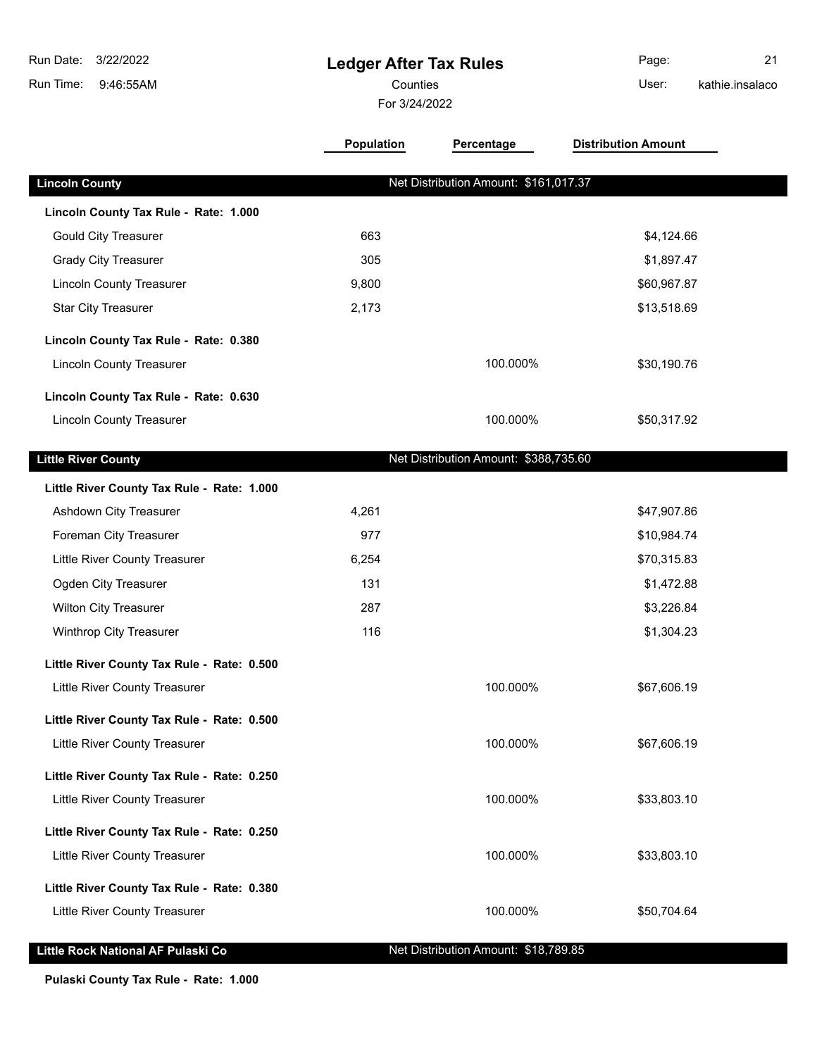# Ledger After Tax Rules

Counties

For 3/24/2022

Run Date: 3/22/2022
Run Time: 9:46:55AM
User: kathie.insalaco

| | Population | Percentage | Distribution Amount |
|---|---|---|---|
| **Lincoln County** | Net Distribution Amount: $161,017.37 | | |
| **Lincoln County Tax Rule - Rate: 1.000** | | | |
| Gould City Treasurer | 663 | | $4,124.66 |
| Grady City Treasurer | 305 | | $1,897.47 |
| Lincoln County Treasurer | 9,800 | | $60,967.87 |
| Star City Treasurer | 2,173 | | $13,518.69 |
| **Lincoln County Tax Rule - Rate: 0.380** | | | |
| Lincoln County Treasurer | | 100.000% | $30,190.76 |
| **Lincoln County Tax Rule - Rate: 0.630** | | | |
| Lincoln County Treasurer | | 100.000% | $50,317.92 |
| **Little River County** | Net Distribution Amount: $388,735.60 | | |
| **Little River County Tax Rule - Rate: 1.000** | | | |
| Ashdown City Treasurer | 4,261 | | $47,907.86 |
| Foreman City Treasurer | 977 | | $10,984.74 |
| Little River County Treasurer | 6,254 | | $70,315.83 |
| Ogden City Treasurer | 131 | | $1,472.88 |
| Wilton City Treasurer | 287 | | $3,226.84 |
| Winthrop City Treasurer | 116 | | $1,304.23 |
| **Little River County Tax Rule - Rate: 0.500** | | | |
| Little River County Treasurer | | 100.000% | $67,606.19 |
| **Little River County Tax Rule - Rate: 0.500** | | | |
| Little River County Treasurer | | 100.000% | $67,606.19 |
| **Little River County Tax Rule - Rate: 0.250** | | | |
| Little River County Treasurer | | 100.000% | $33,803.10 |
| **Little River County Tax Rule - Rate: 0.250** | | | |
| Little River County Treasurer | | 100.000% | $33,803.10 |
| **Little River County Tax Rule - Rate: 0.380** | | | |
| Little River County Treasurer | | 100.000% | $50,704.64 |
| **Little Rock National AF Pulaski Co** | Net Distribution Amount: $18,789.85 | | |
| **Pulaski County Tax Rule - Rate: 1.000** | | | |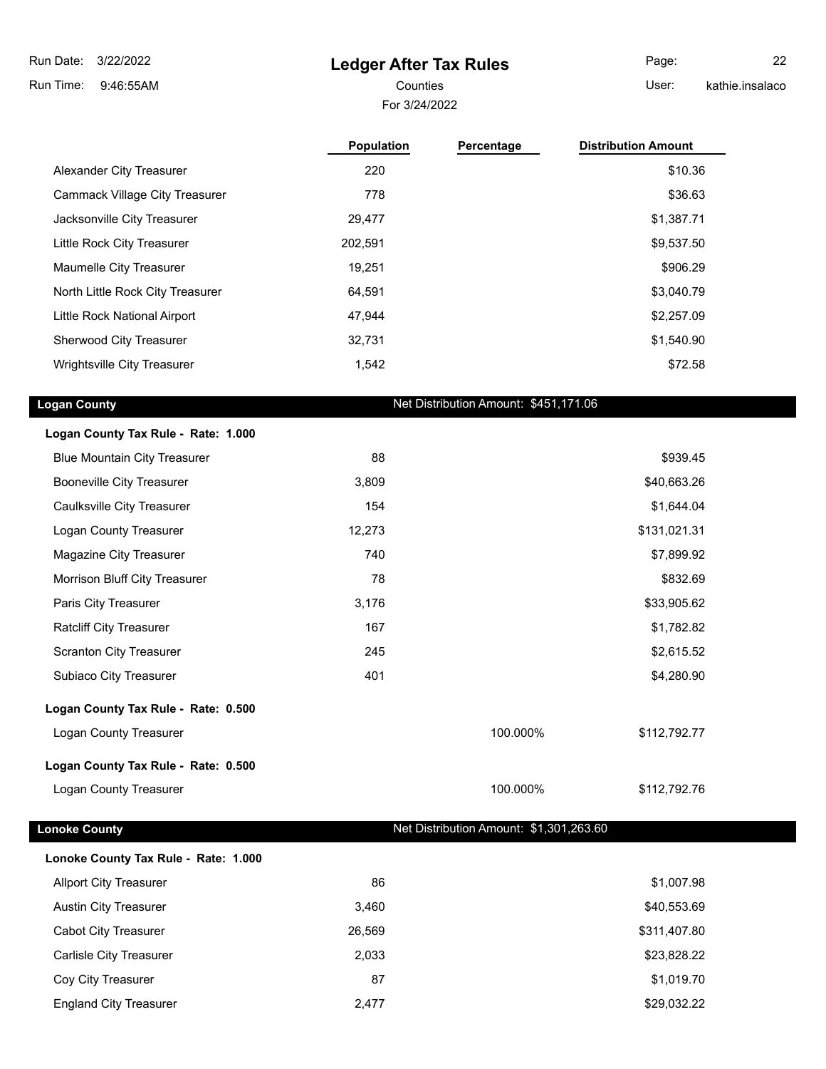| | Population | Percentage | Distribution Amount |
|---|---|---|---|
| Alexander City Treasurer | 220 | | $10.36 |
| Cammack Village City Treasurer | 778 | | $36.63 |
| Jacksonville City Treasurer | 29,477 | | $1,387.71 |
| Little Rock City Treasurer | 202,591 | | $9,537.50 |
| Maumelle City Treasurer | 19,251 | | $906.29 |
| North Little Rock City Treasurer | 64,591 | | $3,040.79 |
| Little Rock National Airport | 47,944 | | $2,257.09 |
| Sherwood City Treasurer | 32,731 | | $1,540.90 |
| Wrightsville City Treasurer | 1,542 | | $72.58 |

## Logan County

Net Distribution Amount: $451,171.06

| | Population | Percentage | Distribution Amount |
|---|---|---|---|
| **Logan County Tax Rule - Rate: 1.000** | | | |
| Blue Mountain City Treasurer | 88 | | $939.45 |
| Booneville City Treasurer | 3,809 | | $40,663.26 |
| Caulksville City Treasurer | 154 | | $1,644.04 |
| Logan County Treasurer | 12,273 | | $131,021.31 |
| Magazine City Treasurer | 740 | | $7,899.92 |
| Morrison Bluff City Treasurer | 78 | | $832.69 |
| Paris City Treasurer | 3,176 | | $33,905.62 |
| Ratcliff City Treasurer | 167 | | $1,782.82 |
| Scranton City Treasurer | 245 | | $2,615.52 |
| Subiaco City Treasurer | 401 | | $4,280.90 |
| **Logan County Tax Rule - Rate: 0.500** | | | |
| Logan County Treasurer | | 100.000% | $112,792.77 |
| **Logan County Tax Rule - Rate: 0.500** | | | |
| Logan County Treasurer | | 100.000% | $112,792.76 |

## Lonoke County

Net Distribution Amount: $1,301,263.60

| | Population | Percentage | Distribution Amount |
|---|---|---|---|
| **Lonoke County Tax Rule - Rate: 1.000** | | | |
| Allport City Treasurer | 86 | | $1,007.98 |
| Austin City Treasurer | 3,460 | | $40,553.69 |
| Cabot City Treasurer | 26,569 | | $311,407.80 |
| Carlisle City Treasurer | 2,033 | | $23,828.22 |
| Coy City Treasurer | 87 | | $1,019.70 |
| England City Treasurer | 2,477 | | $29,032.22 |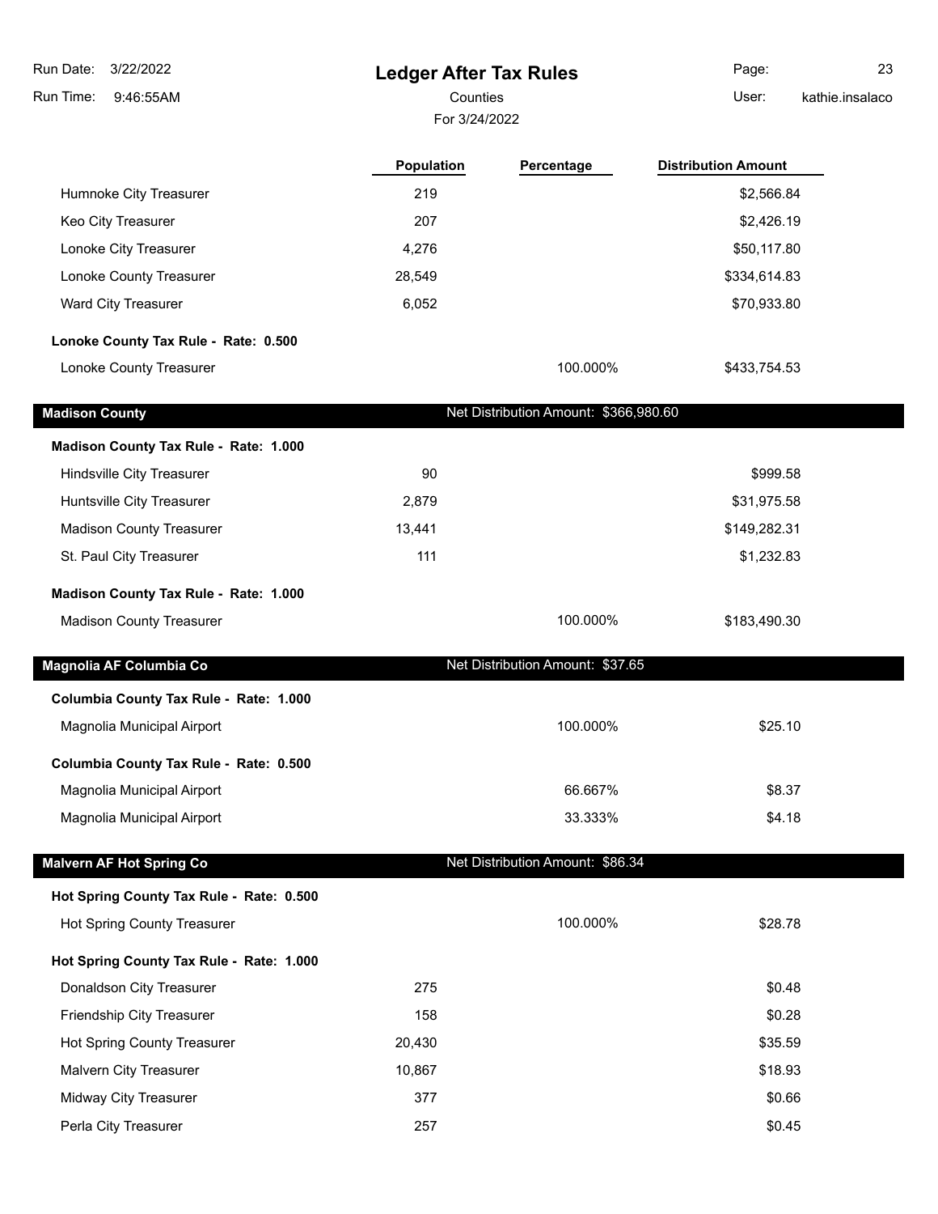| | Population | Percentage | Distribution Amount |
|---|---|---|---|
| Humnoke City Treasurer | 219 | | $2,566.84 |
| Keo City Treasurer | 207 | | $2,426.19 |
| Lonoke City Treasurer | 4,276 | | $50,117.80 |
| Lonoke County Treasurer | 28,549 | | $334,614.83 |
| Ward City Treasurer | 6,052 | | $70,933.80 |
| **Lonoke County Tax Rule - Rate: 0.500** | | | |
| Lonoke County Treasurer | | 100.000% | $433,754.53 |

## Madison County

Net Distribution Amount: $366,980.60

| | Population | Percentage | Distribution Amount |
|---|---|---|---|
| **Madison County Tax Rule - Rate: 1.000** | | | |
| Hindsville City Treasurer | 90 | | $999.58 |
| Huntsville City Treasurer | 2,879 | | $31,975.58 |
| Madison County Treasurer | 13,441 | | $149,282.31 |
| St. Paul City Treasurer | 111 | | $1,232.83 |
| **Madison County Tax Rule - Rate: 1.000** | | | |
| Madison County Treasurer | | 100.000% | $183,490.30 |

## Magnolia AF Columbia Co

Net Distribution Amount: $37.65

| | Population | Percentage | Distribution Amount |
|---|---|---|---|
| **Columbia County Tax Rule - Rate: 1.000** | | | |
| Magnolia Municipal Airport | | 100.000% | $25.10 |
| **Columbia County Tax Rule - Rate: 0.500** | | | |
| Magnolia Municipal Airport | | 66.667% | $8.37 |
| Magnolia Municipal Airport | | 33.333% | $4.18 |

## Malvern AF Hot Spring Co

Net Distribution Amount: $86.34

| | Population | Percentage | Distribution Amount |
|---|---|---|---|
| **Hot Spring County Tax Rule - Rate: 0.500** | | | |
| Hot Spring County Treasurer | | 100.000% | $28.78 |
| **Hot Spring County Tax Rule - Rate: 1.000** | | | |
| Donaldson City Treasurer | 275 | | $0.48 |
| Friendship City Treasurer | 158 | | $0.28 |
| Hot Spring County Treasurer | 20,430 | | $35.59 |
| Malvern City Treasurer | 10,867 | | $18.93 |
| Midway City Treasurer | 377 | | $0.66 |
| Perla City Treasurer | 257 | | $0.45 |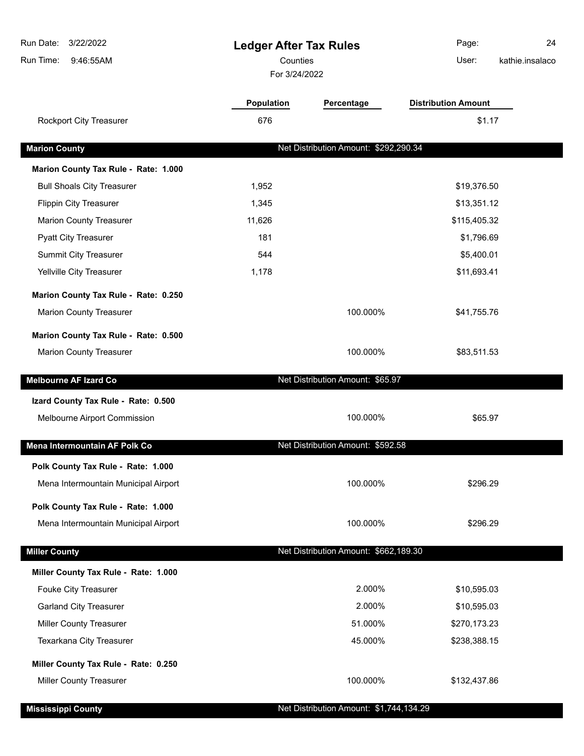| | Population | Percentage | Distribution Amount |
|---|---|---|---|
| Rockport City Treasurer | 676 | | $1.17 |

| **Marion County** | Net Distribution Amount: $292,290.34 | | |
|---|---|---|---|
| **Marion County Tax Rule - Rate: 1.000** | | | |
| Bull Shoals City Treasurer | 1,952 | | $19,376.50 |
| Flippin City Treasurer | 1,345 | | $13,351.12 |
| Marion County Treasurer | 11,626 | | $115,405.32 |
| Pyatt City Treasurer | 181 | | $1,796.69 |
| Summit City Treasurer | 544 | | $5,400.01 |
| Yellville City Treasurer | 1,178 | | $11,693.41 |
| **Marion County Tax Rule - Rate: 0.250** | | | |
| Marion County Treasurer | | 100.000% | $41,755.76 |
| **Marion County Tax Rule - Rate: 0.500** | | | |
| Marion County Treasurer | | 100.000% | $83,511.53 |

| **Melbourne AF Izard Co** | Net Distribution Amount: $65.97 | | |
|---|---|---|---|
| **Izard County Tax Rule - Rate: 0.500** | | | |
| Melbourne Airport Commission | | 100.000% | $65.97 |

| **Mena Intermountain AF Polk Co** | Net Distribution Amount: $592.58 | | |
|---|---|---|---|
| **Polk County Tax Rule - Rate: 1.000** | | | |
| Mena Intermountain Municipal Airport | | 100.000% | $296.29 |
| **Polk County Tax Rule - Rate: 1.000** | | | |
| Mena Intermountain Municipal Airport | | 100.000% | $296.29 |

| **Miller County** | Net Distribution Amount: $662,189.30 | | |
|---|---|---|---|
| **Miller County Tax Rule - Rate: 1.000** | | | |
| Fouke City Treasurer | | 2.000% | $10,595.03 |
| Garland City Treasurer | | 2.000% | $10,595.03 |
| Miller County Treasurer | | 51.000% | $270,173.23 |
| Texarkana City Treasurer | | 45.000% | $238,388.15 |
| **Miller County Tax Rule - Rate: 0.250** | | | |
| Miller County Treasurer | | 100.000% | $132,437.86 |

| **Mississippi County** | Net Distribution Amount: $1,744,134.29 | | |
|---|---|---|---|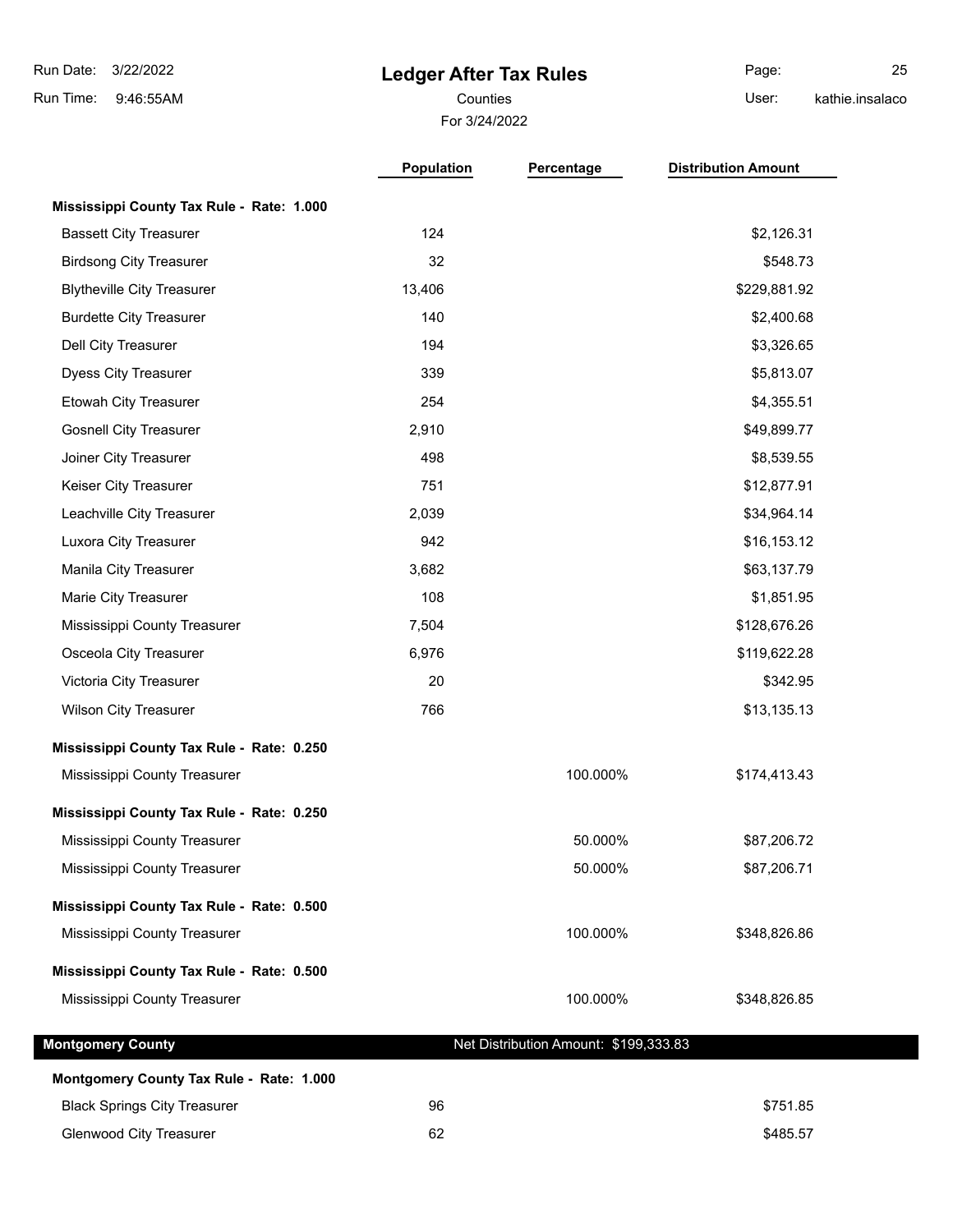# Ledger After Tax Rules

Counties

For 3/24/2022

| | Population | Percentage | Distribution Amount |
|---|---|---|---|
| **Mississippi County Tax Rule - Rate: 1.000** | | | |
| Bassett City Treasurer | 124 | | $2,126.31 |
| Birdsong City Treasurer | 32 | | $548.73 |
| Blytheville City Treasurer | 13,406 | | $229,881.92 |
| Burdette City Treasurer | 140 | | $2,400.68 |
| Dell City Treasurer | 194 | | $3,326.65 |
| Dyess City Treasurer | 339 | | $5,813.07 |
| Etowah City Treasurer | 254 | | $4,355.51 |
| Gosnell City Treasurer | 2,910 | | $49,899.77 |
| Joiner City Treasurer | 498 | | $8,539.55 |
| Keiser City Treasurer | 751 | | $12,877.91 |
| Leachville City Treasurer | 2,039 | | $34,964.14 |
| Luxora City Treasurer | 942 | | $16,153.12 |
| Manila City Treasurer | 3,682 | | $63,137.79 |
| Marie City Treasurer | 108 | | $1,851.95 |
| Mississippi County Treasurer | 7,504 | | $128,676.26 |
| Osceola City Treasurer | 6,976 | | $119,622.28 |
| Victoria City Treasurer | 20 | | $342.95 |
| Wilson City Treasurer | 766 | | $13,135.13 |
| **Mississippi County Tax Rule - Rate: 0.250** | | | |
| Mississippi County Treasurer | | 100.000% | $174,413.43 |
| **Mississippi County Tax Rule - Rate: 0.250** | | | |
| Mississippi County Treasurer | | 50.000% | $87,206.72 |
| Mississippi County Treasurer | | 50.000% | $87,206.71 |
| **Mississippi County Tax Rule - Rate: 0.500** | | | |
| Mississippi County Treasurer | | 100.000% | $348,826.86 |
| **Mississippi County Tax Rule - Rate: 0.500** | | | |
| Mississippi County Treasurer | | 100.000% | $348,826.85 |

## Montgomery County

Net Distribution Amount: $199,333.83

| | Population | Percentage | Distribution Amount |
|---|---|---|---|
| **Montgomery County Tax Rule - Rate: 1.000** | | | |
| Black Springs City Treasurer | 96 | | $751.85 |
| Glenwood City Treasurer | 62 | | $485.57 |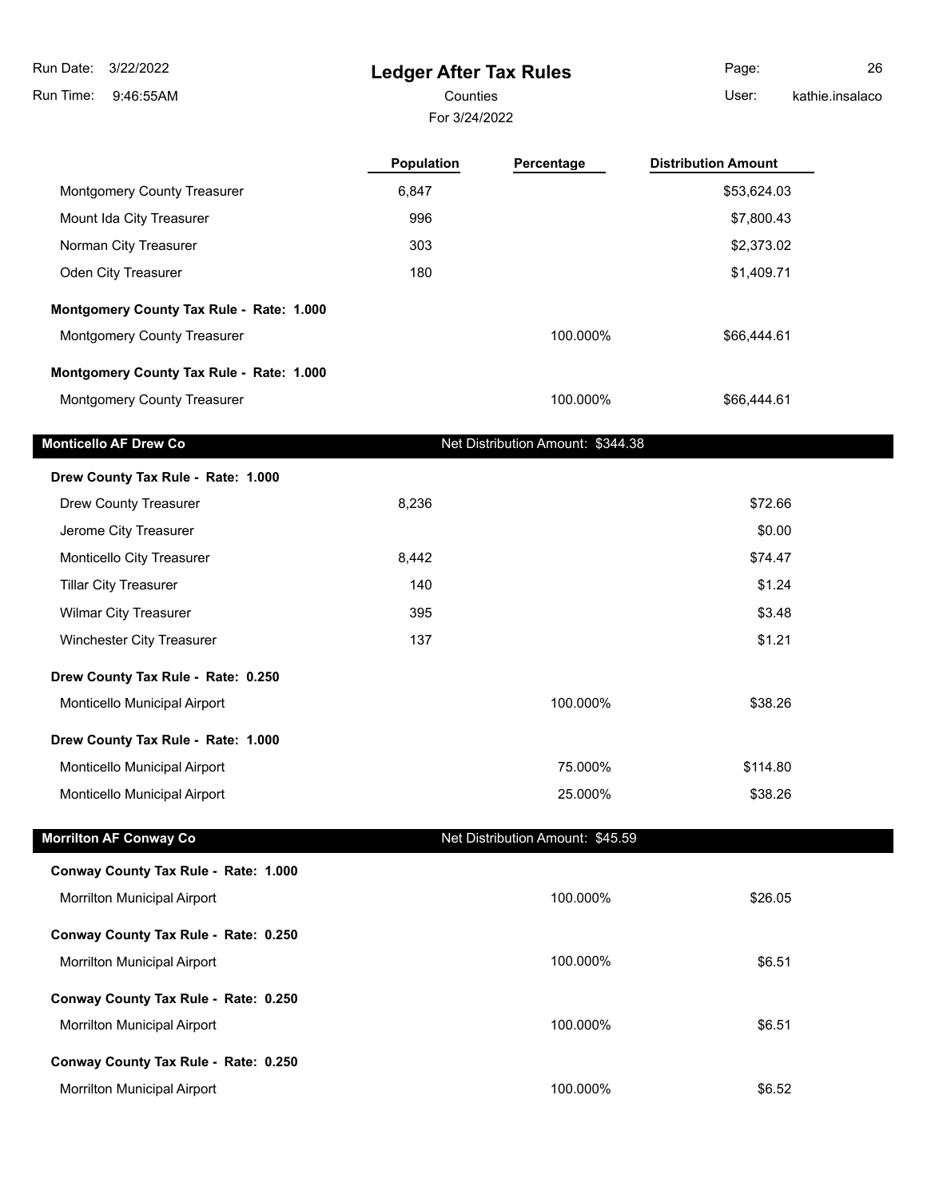# Ledger After Tax Rules

Counties

For 3/24/2022

| | Population | Percentage | Distribution Amount |
|---|---|---|---|
| Montgomery County Treasurer | 6,847 | | $53,624.03 |
| Mount Ida City Treasurer | 996 | | $7,800.43 |
| Norman City Treasurer | 303 | | $2,373.02 |
| Oden City Treasurer | 180 | | $1,409.71 |
| **Montgomery County Tax Rule - Rate: 1.000** | | | |
| Montgomery County Treasurer | | 100.000% | $66,444.61 |
| **Montgomery County Tax Rule - Rate: 1.000** | | | |
| Montgomery County Treasurer | | 100.000% | $66,444.61 |

## Monticello AF Drew Co — Net Distribution Amount: $344.38

| | Population | Percentage | Distribution Amount |
|---|---|---|---|
| **Drew County Tax Rule - Rate: 1.000** | | | |
| Drew County Treasurer | 8,236 | | $72.66 |
| Jerome City Treasurer | | | $0.00 |
| Monticello City Treasurer | 8,442 | | $74.47 |
| Tillar City Treasurer | 140 | | $1.24 |
| Wilmar City Treasurer | 395 | | $3.48 |
| Winchester City Treasurer | 137 | | $1.21 |
| **Drew County Tax Rule - Rate: 0.250** | | | |
| Monticello Municipal Airport | | 100.000% | $38.26 |
| **Drew County Tax Rule - Rate: 1.000** | | | |
| Monticello Municipal Airport | | 75.000% | $114.80 |
| Monticello Municipal Airport | | 25.000% | $38.26 |

## Morrilton AF Conway Co — Net Distribution Amount: $45.59

| | Population | Percentage | Distribution Amount |
|---|---|---|---|
| **Conway County Tax Rule - Rate: 1.000** | | | |
| Morrilton Municipal Airport | | 100.000% | $26.05 |
| **Conway County Tax Rule - Rate: 0.250** | | | |
| Morrilton Municipal Airport | | 100.000% | $6.51 |
| **Conway County Tax Rule - Rate: 0.250** | | | |
| Morrilton Municipal Airport | | 100.000% | $6.51 |
| **Conway County Tax Rule - Rate: 0.250** | | | |
| Morrilton Municipal Airport | | 100.000% | $6.52 |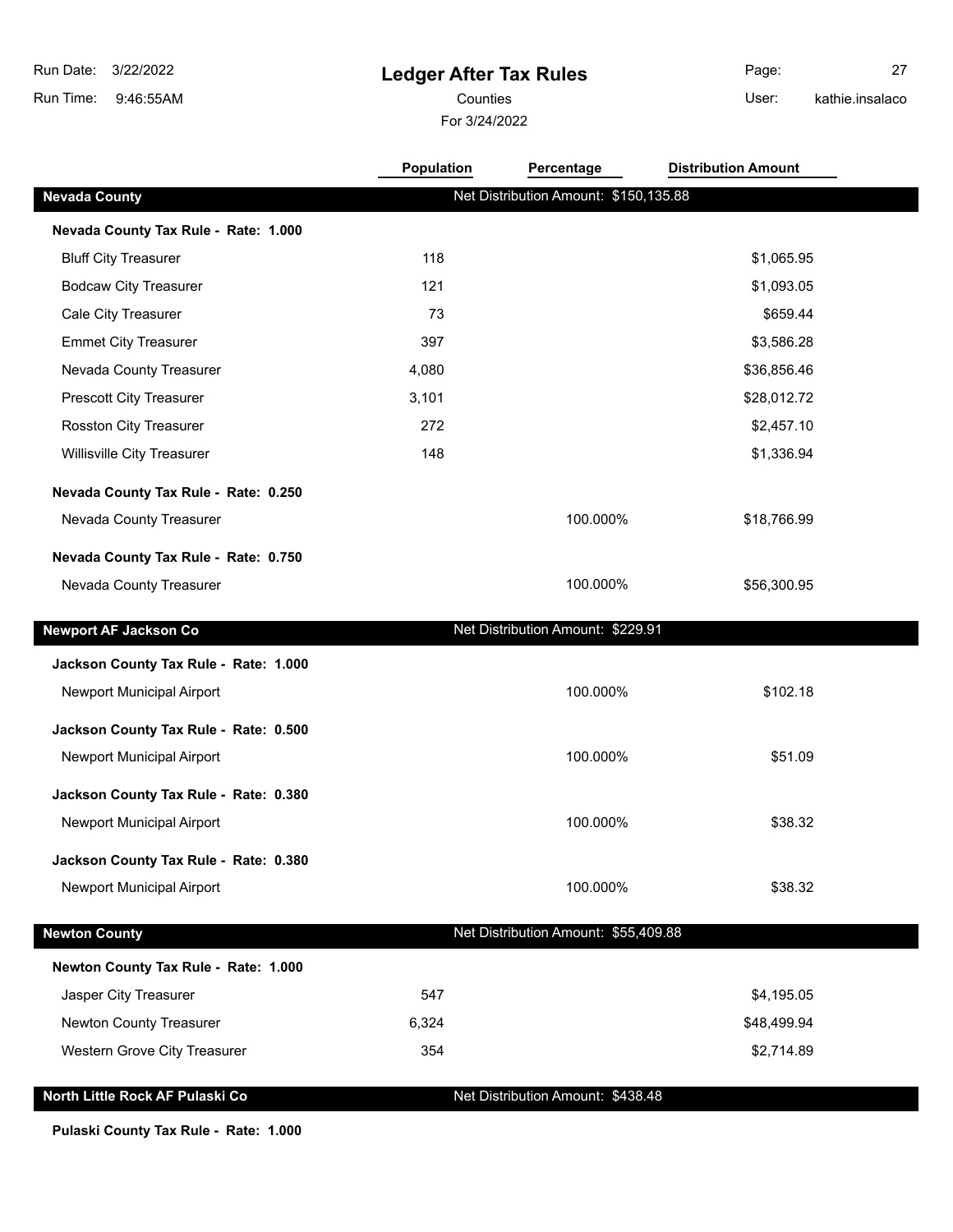# Ledger After Tax Rules

Counties

For 3/24/2022

Run Date: 3/22/2022
Run Time: 9:46:55AM
User: kathie.insalaco

| | Population | Percentage | Distribution Amount |
|---|---|---|---|
| **Nevada County** | Net Distribution Amount: $150,135.88 | | |
| **Nevada County Tax Rule - Rate: 1.000** | | | |
| Bluff City Treasurer | 118 | | $1,065.95 |
| Bodcaw City Treasurer | 121 | | $1,093.05 |
| Cale City Treasurer | 73 | | $659.44 |
| Emmet City Treasurer | 397 | | $3,586.28 |
| Nevada County Treasurer | 4,080 | | $36,856.46 |
| Prescott City Treasurer | 3,101 | | $28,012.72 |
| Rosston City Treasurer | 272 | | $2,457.10 |
| Willisville City Treasurer | 148 | | $1,336.94 |
| **Nevada County Tax Rule - Rate: 0.250** | | | |
| Nevada County Treasurer | | 100.000% | $18,766.99 |
| **Nevada County Tax Rule - Rate: 0.750** | | | |
| Nevada County Treasurer | | 100.000% | $56,300.95 |
| **Newport AF Jackson Co** | Net Distribution Amount: $229.91 | | |
| **Jackson County Tax Rule - Rate: 1.000** | | | |
| Newport Municipal Airport | | 100.000% | $102.18 |
| **Jackson County Tax Rule - Rate: 0.500** | | | |
| Newport Municipal Airport | | 100.000% | $51.09 |
| **Jackson County Tax Rule - Rate: 0.380** | | | |
| Newport Municipal Airport | | 100.000% | $38.32 |
| **Jackson County Tax Rule - Rate: 0.380** | | | |
| Newport Municipal Airport | | 100.000% | $38.32 |
| **Newton County** | Net Distribution Amount: $55,409.88 | | |
| **Newton County Tax Rule - Rate: 1.000** | | | |
| Jasper City Treasurer | 547 | | $4,195.05 |
| Newton County Treasurer | 6,324 | | $48,499.94 |
| Western Grove City Treasurer | 354 | | $2,714.89 |
| **North Little Rock AF Pulaski Co** | Net Distribution Amount: $438.48 | | |
| **Pulaski County Tax Rule - Rate: 1.000** | | | |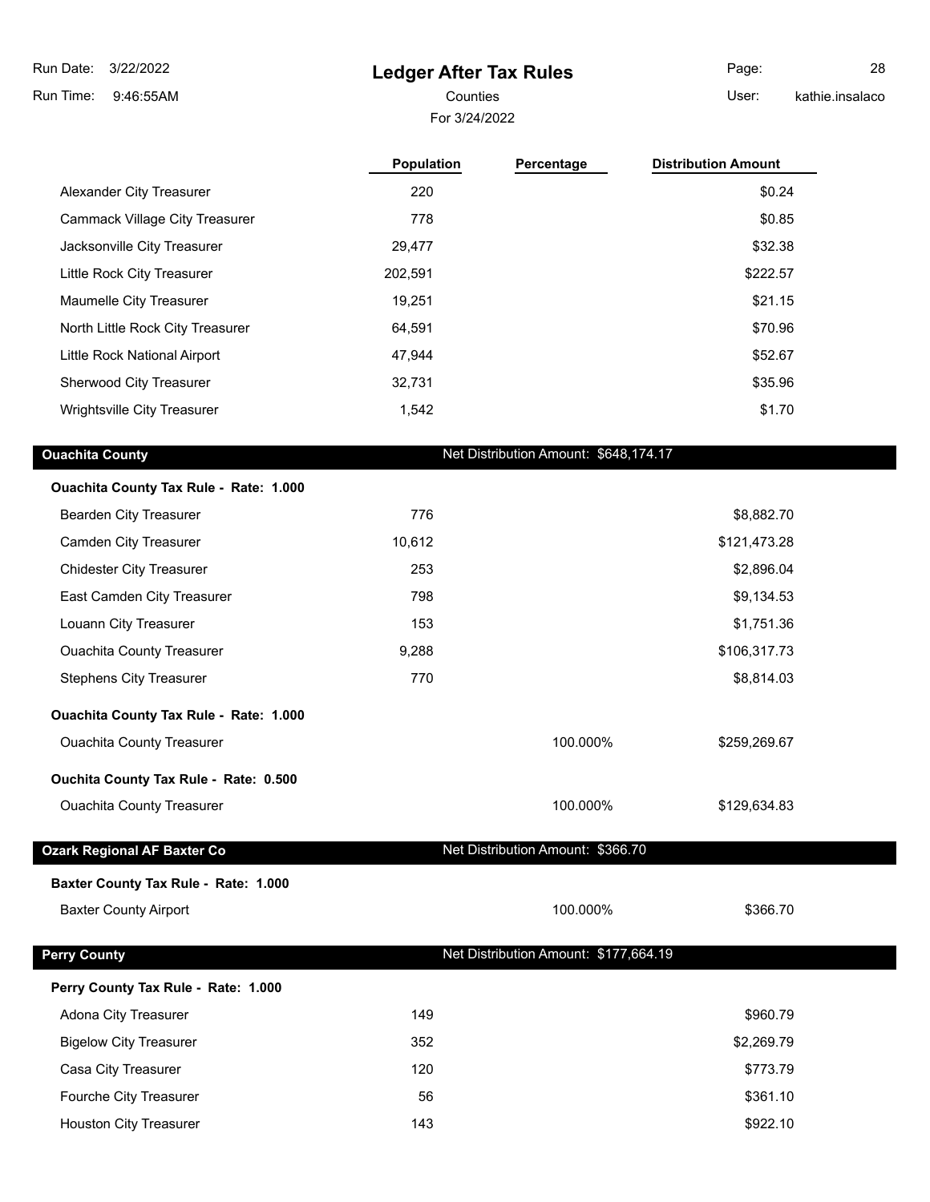# Ledger After Tax Rules

Counties

For 3/24/2022

| | Population | Percentage | Distribution Amount |
|---|---|---|---|
| Alexander City Treasurer | 220 | | $0.24 |
| Cammack Village City Treasurer | 778 | | $0.85 |
| Jacksonville City Treasurer | 29,477 | | $32.38 |
| Little Rock City Treasurer | 202,591 | | $222.57 |
| Maumelle City Treasurer | 19,251 | | $21.15 |
| North Little Rock City Treasurer | 64,591 | | $70.96 |
| Little Rock National Airport | 47,944 | | $52.67 |
| Sherwood City Treasurer | 32,731 | | $35.96 |
| Wrightsville City Treasurer | 1,542 | | $1.70 |

## Ouachita County

Net Distribution Amount: $648,174.17

| | Population | Percentage | Distribution Amount |
|---|---|---|---|
| **Ouachita County Tax Rule - Rate: 1.000** | | | |
| Bearden City Treasurer | 776 | | $8,882.70 |
| Camden City Treasurer | 10,612 | | $121,473.28 |
| Chidester City Treasurer | 253 | | $2,896.04 |
| East Camden City Treasurer | 798 | | $9,134.53 |
| Louann City Treasurer | 153 | | $1,751.36 |
| Ouachita County Treasurer | 9,288 | | $106,317.73 |
| Stephens City Treasurer | 770 | | $8,814.03 |
| **Ouachita County Tax Rule - Rate: 1.000** | | | |
| Ouachita County Treasurer | | 100.000% | $259,269.67 |
| **Ouchita County Tax Rule - Rate: 0.500** | | | |
| Ouachita County Treasurer | | 100.000% | $129,634.83 |

## Ozark Regional AF Baxter Co

Net Distribution Amount: $366.70

| | Population | Percentage | Distribution Amount |
|---|---|---|---|
| **Baxter County Tax Rule - Rate: 1.000** | | | |
| Baxter County Airport | | 100.000% | $366.70 |

## Perry County

Net Distribution Amount: $177,664.19

| | Population | Percentage | Distribution Amount |
|---|---|---|---|
| **Perry County Tax Rule - Rate: 1.000** | | | |
| Adona City Treasurer | 149 | | $960.79 |
| Bigelow City Treasurer | 352 | | $2,269.79 |
| Casa City Treasurer | 120 | | $773.79 |
| Fourche City Treasurer | 56 | | $361.10 |
| Houston City Treasurer | 143 | | $922.10 |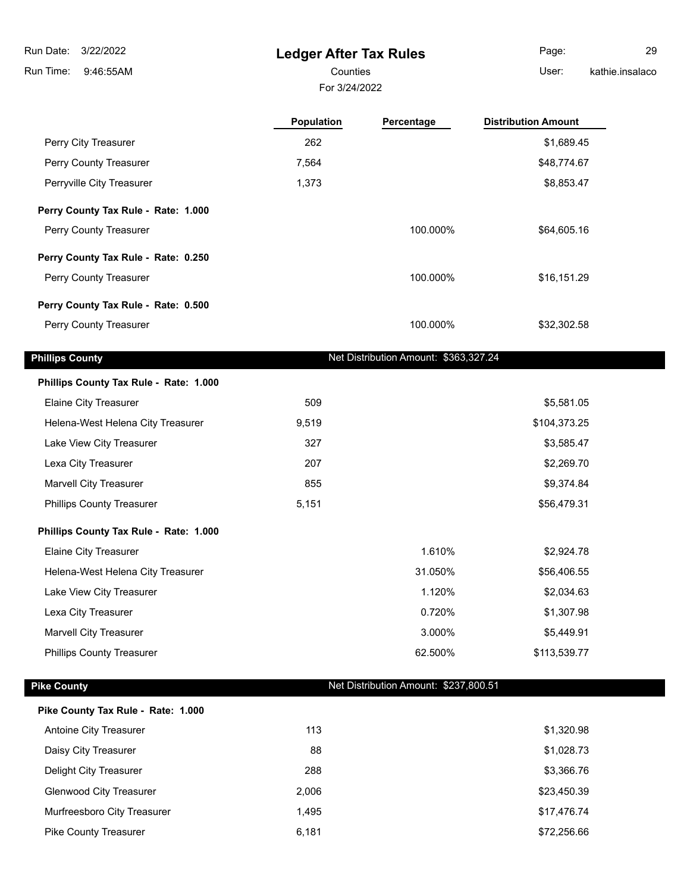# Ledger After Tax Rules

Counties

For 3/24/2022

| | Population | Percentage | Distribution Amount |
|---|---|---|---|
| Perry City Treasurer | 262 | | $1,689.45 |
| Perry County Treasurer | 7,564 | | $48,774.67 |
| Perryville City Treasurer | 1,373 | | $8,853.47 |
| **Perry County Tax Rule - Rate: 1.000** | | | |
| Perry County Treasurer | | 100.000% | $64,605.16 |
| **Perry County Tax Rule - Rate: 0.250** | | | |
| Perry County Treasurer | | 100.000% | $16,151.29 |
| **Perry County Tax Rule - Rate: 0.500** | | | |
| Perry County Treasurer | | 100.000% | $32,302.58 |

## Phillips County

Net Distribution Amount: $363,327.24

| | Population | Percentage | Distribution Amount |
|---|---|---|---|
| **Phillips County Tax Rule - Rate: 1.000** | | | |
| Elaine City Treasurer | 509 | | $5,581.05 |
| Helena-West Helena City Treasurer | 9,519 | | $104,373.25 |
| Lake View City Treasurer | 327 | | $3,585.47 |
| Lexa City Treasurer | 207 | | $2,269.70 |
| Marvell City Treasurer | 855 | | $9,374.84 |
| Phillips County Treasurer | 5,151 | | $56,479.31 |
| **Phillips County Tax Rule - Rate: 1.000** | | | |
| Elaine City Treasurer | | 1.610% | $2,924.78 |
| Helena-West Helena City Treasurer | | 31.050% | $56,406.55 |
| Lake View City Treasurer | | 1.120% | $2,034.63 |
| Lexa City Treasurer | | 0.720% | $1,307.98 |
| Marvell City Treasurer | | 3.000% | $5,449.91 |
| Phillips County Treasurer | | 62.500% | $113,539.77 |

## Pike County

Net Distribution Amount: $237,800.51

| | Population | Percentage | Distribution Amount |
|---|---|---|---|
| **Pike County Tax Rule - Rate: 1.000** | | | |
| Antoine City Treasurer | 113 | | $1,320.98 |
| Daisy City Treasurer | 88 | | $1,028.73 |
| Delight City Treasurer | 288 | | $3,366.76 |
| Glenwood City Treasurer | 2,006 | | $23,450.39 |
| Murfreesboro City Treasurer | 1,495 | | $17,476.74 |
| Pike County Treasurer | 6,181 | | $72,256.66 |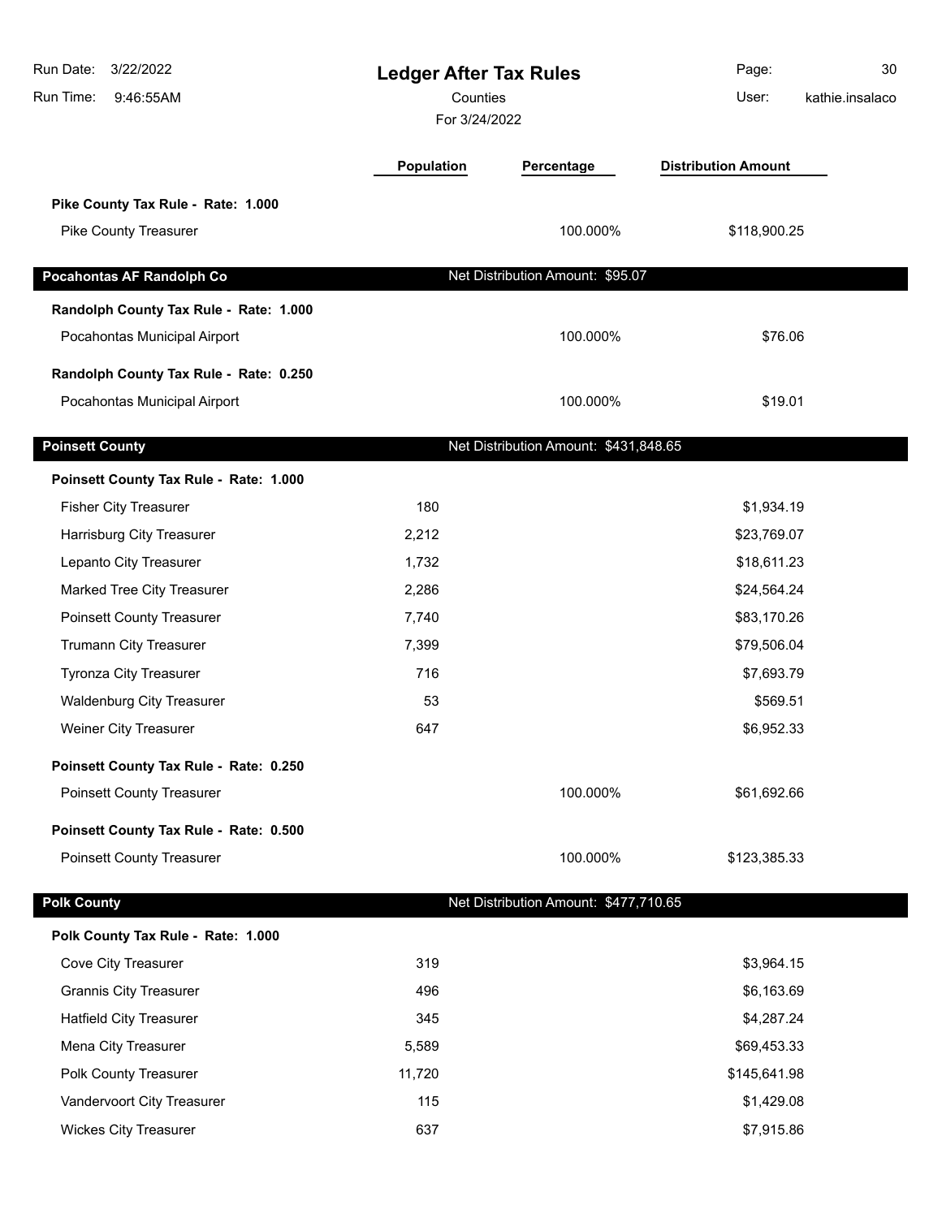# Ledger After Tax Rules

Counties

For 3/24/2022

Run Date: 3/22/2022
Run Time: 9:46:55AM
User: kathie.insalaco

| | Population | Percentage | Distribution Amount |
|---|---|---|---|
| **Pike County Tax Rule - Rate: 1.000** | | | |
| Pike County Treasurer | | 100.000% | $118,900.25 |
| **Pocahontas AF Randolph Co** | | Net Distribution Amount: $95.07 | |
| **Randolph County Tax Rule - Rate: 1.000** | | | |
| Pocahontas Municipal Airport | | 100.000% | $76.06 |
| **Randolph County Tax Rule - Rate: 0.250** | | | |
| Pocahontas Municipal Airport | | 100.000% | $19.01 |
| **Poinsett County** | | Net Distribution Amount: $431,848.65 | |
| **Poinsett County Tax Rule - Rate: 1.000** | | | |
| Fisher City Treasurer | 180 | | $1,934.19 |
| Harrisburg City Treasurer | 2,212 | | $23,769.07 |
| Lepanto City Treasurer | 1,732 | | $18,611.23 |
| Marked Tree City Treasurer | 2,286 | | $24,564.24 |
| Poinsett County Treasurer | 7,740 | | $83,170.26 |
| Trumann City Treasurer | 7,399 | | $79,506.04 |
| Tyronza City Treasurer | 716 | | $7,693.79 |
| Waldenburg City Treasurer | 53 | | $569.51 |
| Weiner City Treasurer | 647 | | $6,952.33 |
| **Poinsett County Tax Rule - Rate: 0.250** | | | |
| Poinsett County Treasurer | | 100.000% | $61,692.66 |
| **Poinsett County Tax Rule - Rate: 0.500** | | | |
| Poinsett County Treasurer | | 100.000% | $123,385.33 |
| **Polk County** | | Net Distribution Amount: $477,710.65 | |
| **Polk County Tax Rule - Rate: 1.000** | | | |
| Cove City Treasurer | 319 | | $3,964.15 |
| Grannis City Treasurer | 496 | | $6,163.69 |
| Hatfield City Treasurer | 345 | | $4,287.24 |
| Mena City Treasurer | 5,589 | | $69,453.33 |
| Polk County Treasurer | 11,720 | | $145,641.98 |
| Vandervoort City Treasurer | 115 | | $1,429.08 |
| Wickes City Treasurer | 637 | | $7,915.86 |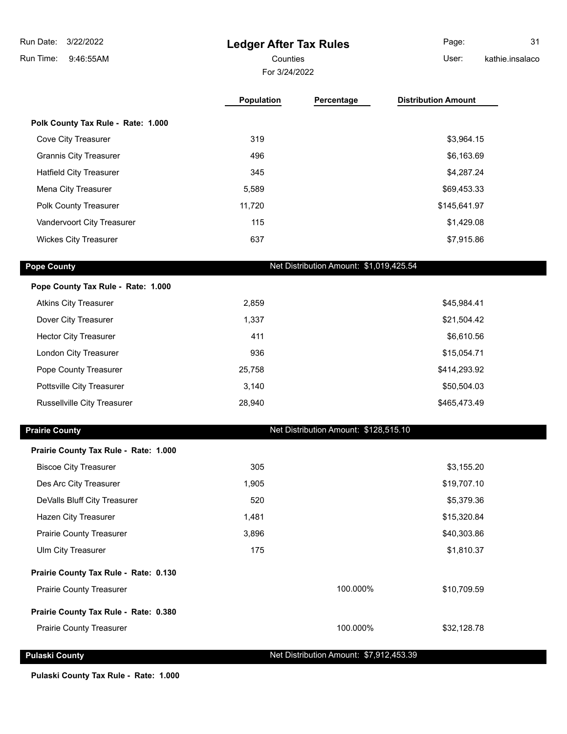# Ledger After Tax Rules

Counties

For 3/24/2022

| | Population | Percentage | Distribution Amount |
|---|---|---|---|
| **Polk County Tax Rule - Rate: 1.000** | | | |
| Cove City Treasurer | 319 | | $3,964.15 |
| Grannis City Treasurer | 496 | | $6,163.69 |
| Hatfield City Treasurer | 345 | | $4,287.24 |
| Mena City Treasurer | 5,589 | | $69,453.33 |
| Polk County Treasurer | 11,720 | | $145,641.97 |
| Vandervoort City Treasurer | 115 | | $1,429.08 |
| Wickes City Treasurer | 637 | | $7,915.86 |

## Pope County

Net Distribution Amount: $1,019,425.54

| | Population | Percentage | Distribution Amount |
|---|---|---|---|
| **Pope County Tax Rule - Rate: 1.000** | | | |
| Atkins City Treasurer | 2,859 | | $45,984.41 |
| Dover City Treasurer | 1,337 | | $21,504.42 |
| Hector City Treasurer | 411 | | $6,610.56 |
| London City Treasurer | 936 | | $15,054.71 |
| Pope County Treasurer | 25,758 | | $414,293.92 |
| Pottsville City Treasurer | 3,140 | | $50,504.03 |
| Russellville City Treasurer | 28,940 | | $465,473.49 |

## Prairie County

Net Distribution Amount: $128,515.10

| | Population | Percentage | Distribution Amount |
|---|---|---|---|
| **Prairie County Tax Rule - Rate: 1.000** | | | |
| Biscoe City Treasurer | 305 | | $3,155.20 |
| Des Arc City Treasurer | 1,905 | | $19,707.10 |
| DeValls Bluff City Treasurer | 520 | | $5,379.36 |
| Hazen City Treasurer | 1,481 | | $15,320.84 |
| Prairie County Treasurer | 3,896 | | $40,303.86 |
| Ulm City Treasurer | 175 | | $1,810.37 |
| **Prairie County Tax Rule - Rate: 0.130** | | | |
| Prairie County Treasurer | | 100.000% | $10,709.59 |
| **Prairie County Tax Rule - Rate: 0.380** | | | |
| Prairie County Treasurer | | 100.000% | $32,128.78 |

## Pulaski County

Net Distribution Amount: $7,912,453.39

**Pulaski County Tax Rule - Rate: 1.000**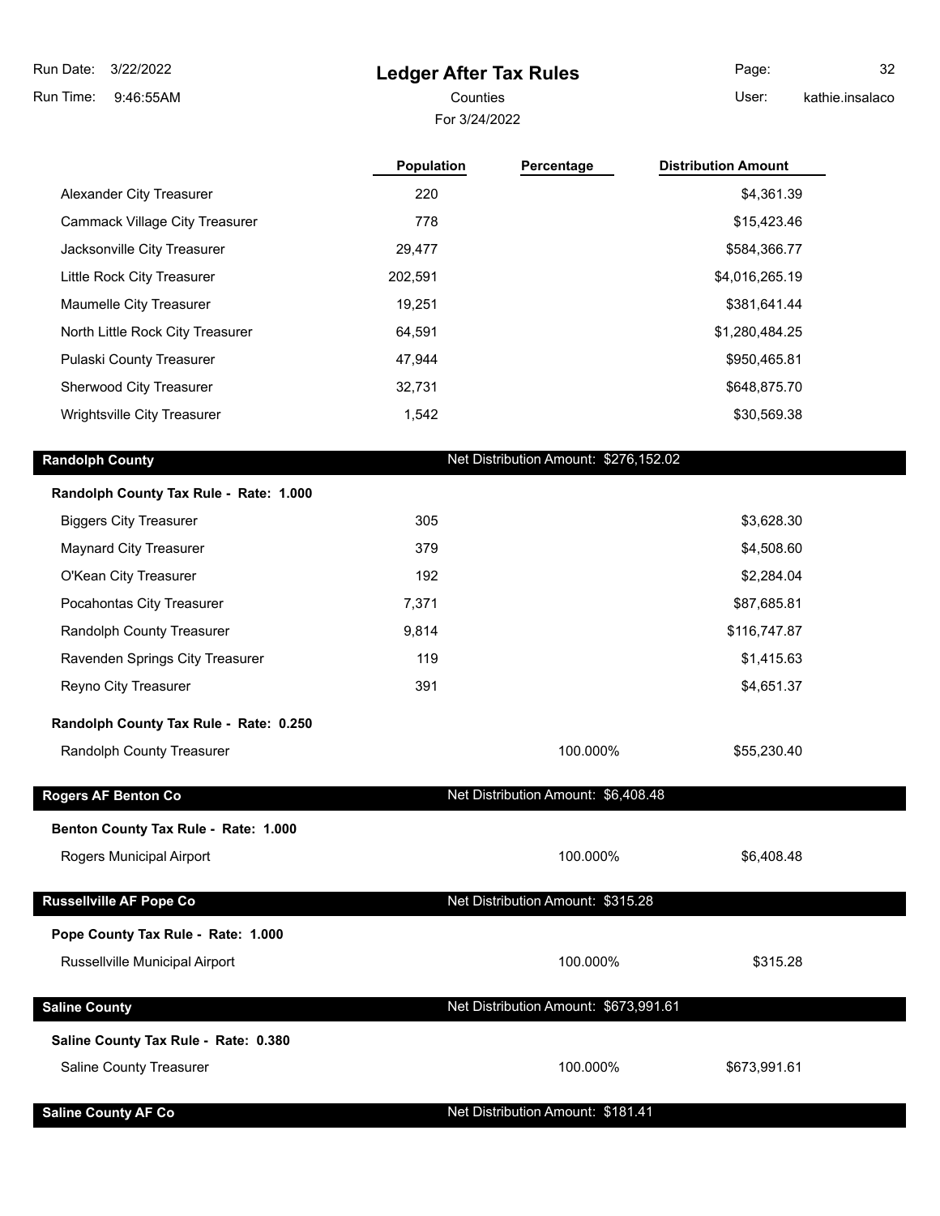# Ledger After Tax Rules

Counties

For 3/24/2022

| | Population | Percentage | Distribution Amount |
|---|---|---|---|
| Alexander City Treasurer | 220 | | $4,361.39 |
| Cammack Village City Treasurer | 778 | | $15,423.46 |
| Jacksonville City Treasurer | 29,477 | | $584,366.77 |
| Little Rock City Treasurer | 202,591 | | $4,016,265.19 |
| Maumelle City Treasurer | 19,251 | | $381,641.44 |
| North Little Rock City Treasurer | 64,591 | | $1,280,484.25 |
| Pulaski County Treasurer | 47,944 | | $950,465.81 |
| Sherwood City Treasurer | 32,731 | | $648,875.70 |
| Wrightsville City Treasurer | 1,542 | | $30,569.38 |

## Randolph County — Net Distribution Amount: $276,152.02

**Randolph County Tax Rule - Rate: 1.000**

| | Population | Percentage | Distribution Amount |
|---|---|---|---|
| Biggers City Treasurer | 305 | | $3,628.30 |
| Maynard City Treasurer | 379 | | $4,508.60 |
| O'Kean City Treasurer | 192 | | $2,284.04 |
| Pocahontas City Treasurer | 7,371 | | $87,685.81 |
| Randolph County Treasurer | 9,814 | | $116,747.87 |
| Ravenden Springs City Treasurer | 119 | | $1,415.63 |
| Reyno City Treasurer | 391 | | $4,651.37 |

**Randolph County Tax Rule - Rate: 0.250**

| | Population | Percentage | Distribution Amount |
|---|---|---|---|
| Randolph County Treasurer | | 100.000% | $55,230.40 |

## Rogers AF Benton Co — Net Distribution Amount: $6,408.48

**Benton County Tax Rule - Rate: 1.000**

| | Population | Percentage | Distribution Amount |
|---|---|---|---|
| Rogers Municipal Airport | | 100.000% | $6,408.48 |

## Russellville AF Pope Co — Net Distribution Amount: $315.28

**Pope County Tax Rule - Rate: 1.000**

| | Population | Percentage | Distribution Amount |
|---|---|---|---|
| Russellville Municipal Airport | | 100.000% | $315.28 |

## Saline County — Net Distribution Amount: $673,991.61

**Saline County Tax Rule - Rate: 0.380**

| | Population | Percentage | Distribution Amount |
|---|---|---|---|
| Saline County Treasurer | | 100.000% | $673,991.61 |

## Saline County AF Co — Net Distribution Amount: $181.41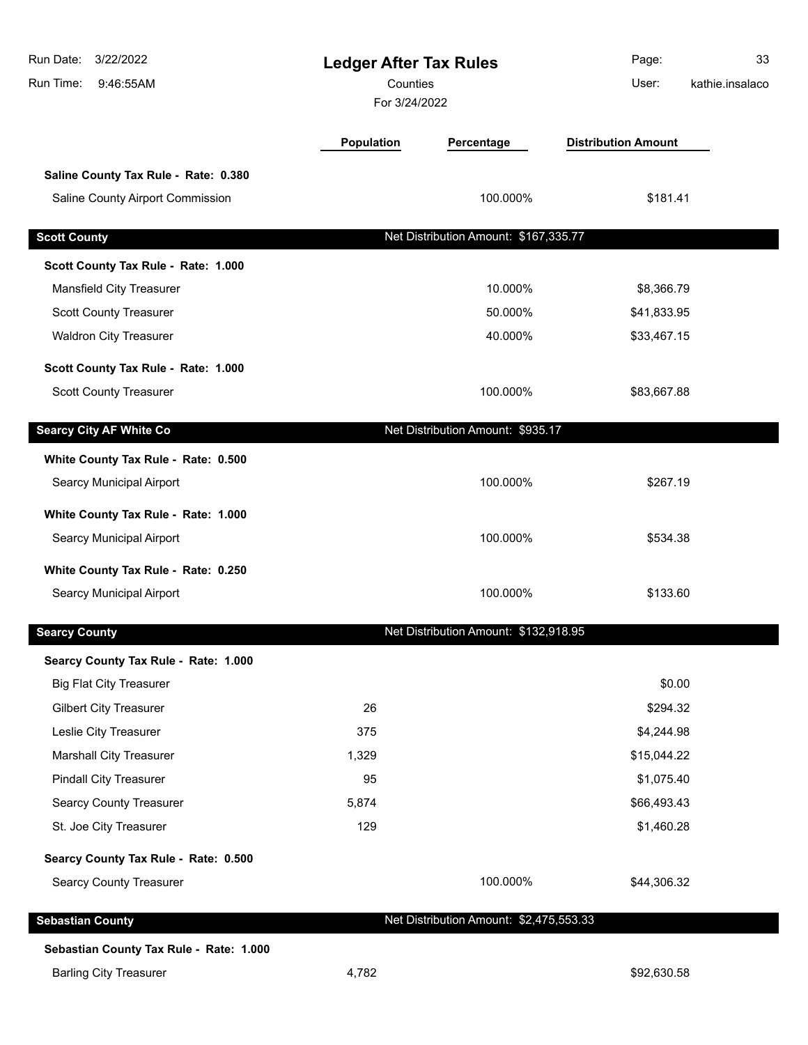| | Population | Percentage | Distribution Amount |
|---|---|---|---|
| **Saline County Tax Rule - Rate: 0.380** | | | |
| Saline County Airport Commission | | 100.000% | $181.41 |
| **Scott County** | | Net Distribution Amount: $167,335.77 | |
| **Scott County Tax Rule - Rate: 1.000** | | | |
| Mansfield City Treasurer | | 10.000% | $8,366.79 |
| Scott County Treasurer | | 50.000% | $41,833.95 |
| Waldron City Treasurer | | 40.000% | $33,467.15 |
| **Scott County Tax Rule - Rate: 1.000** | | | |
| Scott County Treasurer | | 100.000% | $83,667.88 |
| **Searcy City AF White Co** | | Net Distribution Amount: $935.17 | |
| **White County Tax Rule - Rate: 0.500** | | | |
| Searcy Municipal Airport | | 100.000% | $267.19 |
| **White County Tax Rule - Rate: 1.000** | | | |
| Searcy Municipal Airport | | 100.000% | $534.38 |
| **White County Tax Rule - Rate: 0.250** | | | |
| Searcy Municipal Airport | | 100.000% | $133.60 |
| **Searcy County** | | Net Distribution Amount: $132,918.95 | |
| **Searcy County Tax Rule - Rate: 1.000** | | | |
| Big Flat City Treasurer | | | $0.00 |
| Gilbert City Treasurer | 26 | | $294.32 |
| Leslie City Treasurer | 375 | | $4,244.98 |
| Marshall City Treasurer | 1,329 | | $15,044.22 |
| Pindall City Treasurer | 95 | | $1,075.40 |
| Searcy County Treasurer | 5,874 | | $66,493.43 |
| St. Joe City Treasurer | 129 | | $1,460.28 |
| **Searcy County Tax Rule - Rate: 0.500** | | | |
| Searcy County Treasurer | | 100.000% | $44,306.32 |
| **Sebastian County** | | Net Distribution Amount: $2,475,553.33 | |
| **Sebastian County Tax Rule - Rate: 1.000** | | | |
| Barling City Treasurer | 4,782 | | $92,630.58 |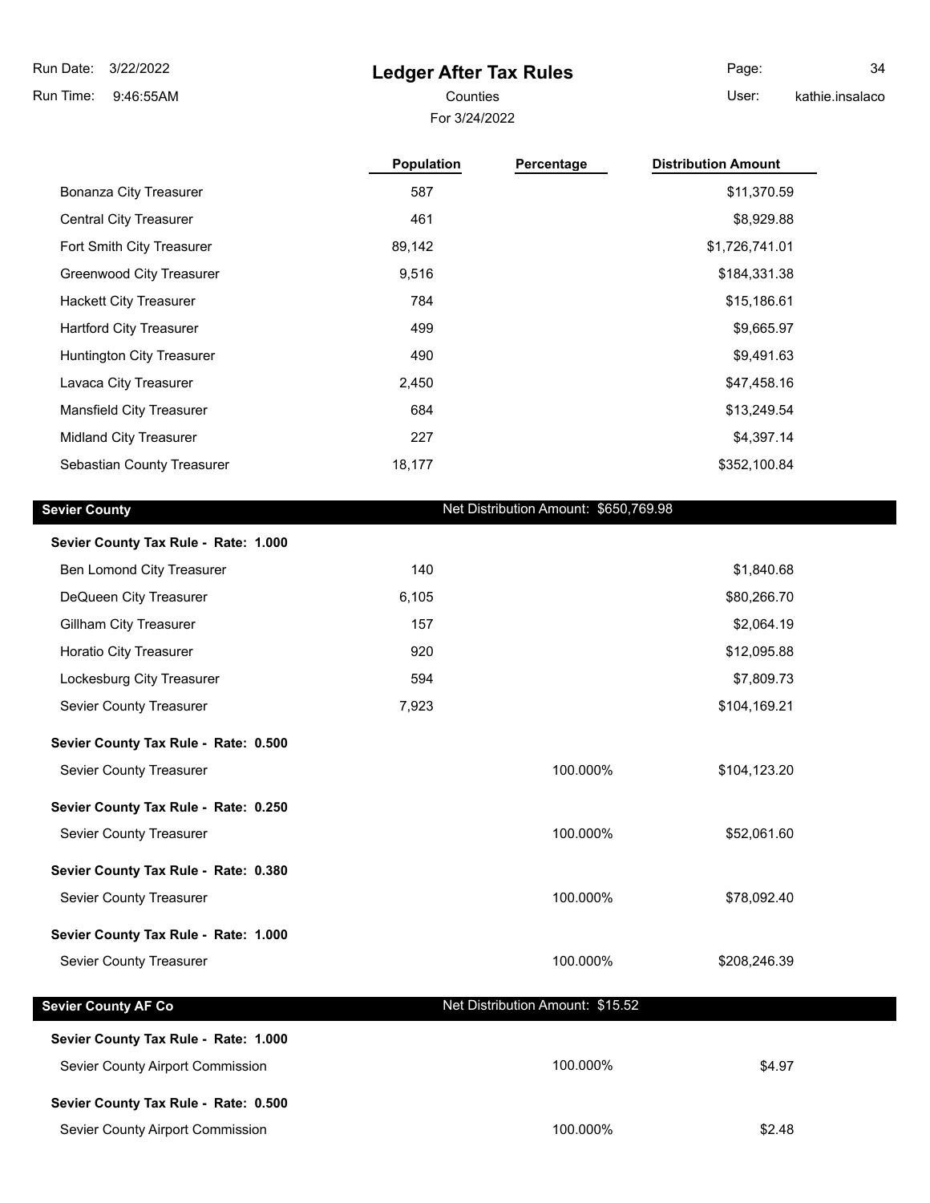# Ledger After Tax Rules

Counties

For 3/24/2022

| | Population | Percentage | Distribution Amount |
|---|---|---|---|
| Bonanza City Treasurer | 587 | | $11,370.59 |
| Central City Treasurer | 461 | | $8,929.88 |
| Fort Smith City Treasurer | 89,142 | | $1,726,741.01 |
| Greenwood City Treasurer | 9,516 | | $184,331.38 |
| Hackett City Treasurer | 784 | | $15,186.61 |
| Hartford City Treasurer | 499 | | $9,665.97 |
| Huntington City Treasurer | 490 | | $9,491.63 |
| Lavaca City Treasurer | 2,450 | | $47,458.16 |
| Mansfield City Treasurer | 684 | | $13,249.54 |
| Midland City Treasurer | 227 | | $4,397.14 |
| Sebastian County Treasurer | 18,177 | | $352,100.84 |

## Sevier County — Net Distribution Amount: $650,769.98

| | Population | Percentage | Distribution Amount |
|---|---|---|---|
| **Sevier County Tax Rule - Rate: 1.000** | | | |
| Ben Lomond City Treasurer | 140 | | $1,840.68 |
| DeQueen City Treasurer | 6,105 | | $80,266.70 |
| Gillham City Treasurer | 157 | | $2,064.19 |
| Horatio City Treasurer | 920 | | $12,095.88 |
| Lockesburg City Treasurer | 594 | | $7,809.73 |
| Sevier County Treasurer | 7,923 | | $104,169.21 |
| **Sevier County Tax Rule - Rate: 0.500** | | | |
| Sevier County Treasurer | | 100.000% | $104,123.20 |
| **Sevier County Tax Rule - Rate: 0.250** | | | |
| Sevier County Treasurer | | 100.000% | $52,061.60 |
| **Sevier County Tax Rule - Rate: 0.380** | | | |
| Sevier County Treasurer | | 100.000% | $78,092.40 |
| **Sevier County Tax Rule - Rate: 1.000** | | | |
| Sevier County Treasurer | | 100.000% | $208,246.39 |

## Sevier County AF Co — Net Distribution Amount: $15.52

| | Population | Percentage | Distribution Amount |
|---|---|---|---|
| **Sevier County Tax Rule - Rate: 1.000** | | | |
| Sevier County Airport Commission | | 100.000% | $4.97 |
| **Sevier County Tax Rule - Rate: 0.500** | | | |
| Sevier County Airport Commission | | 100.000% | $2.48 |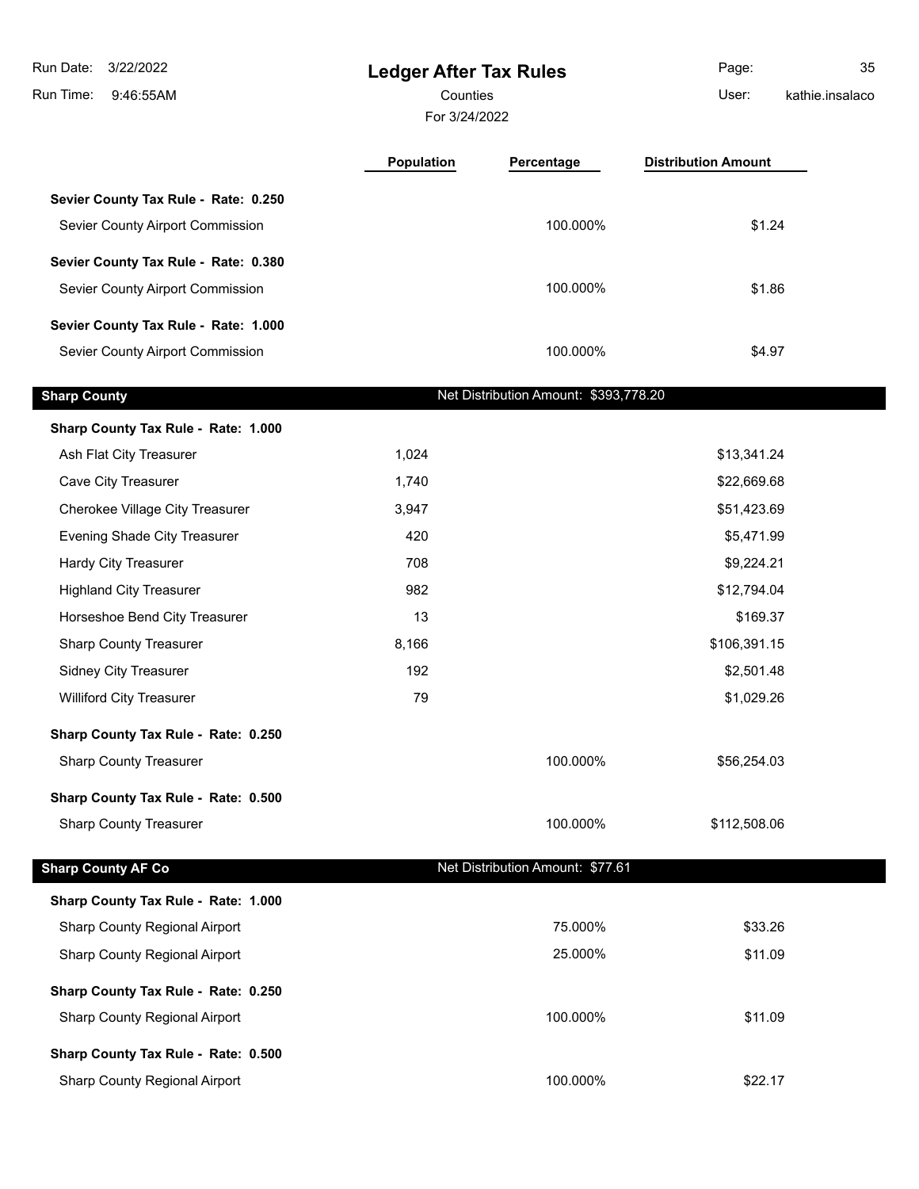| | Population | Percentage | Distribution Amount |
|---|---|---|---|
| **Sevier County Tax Rule - Rate: 0.250** | | | |
| Sevier County Airport Commission | | 100.000% | $1.24 |
| **Sevier County Tax Rule - Rate: 0.380** | | | |
| Sevier County Airport Commission | | 100.000% | $1.86 |
| **Sevier County Tax Rule - Rate: 1.000** | | | |
| Sevier County Airport Commission | | 100.000% | $4.97 |

## Sharp County

Net Distribution Amount: $393,778.20

| | Population | Percentage | Distribution Amount |
|---|---|---|---|
| **Sharp County Tax Rule - Rate: 1.000** | | | |
| Ash Flat City Treasurer | 1,024 | | $13,341.24 |
| Cave City Treasurer | 1,740 | | $22,669.68 |
| Cherokee Village City Treasurer | 3,947 | | $51,423.69 |
| Evening Shade City Treasurer | 420 | | $5,471.99 |
| Hardy City Treasurer | 708 | | $9,224.21 |
| Highland City Treasurer | 982 | | $12,794.04 |
| Horseshoe Bend City Treasurer | 13 | | $169.37 |
| Sharp County Treasurer | 8,166 | | $106,391.15 |
| Sidney City Treasurer | 192 | | $2,501.48 |
| Williford City Treasurer | 79 | | $1,029.26 |
| **Sharp County Tax Rule - Rate: 0.250** | | | |
| Sharp County Treasurer | | 100.000% | $56,254.03 |
| **Sharp County Tax Rule - Rate: 0.500** | | | |
| Sharp County Treasurer | | 100.000% | $112,508.06 |

## Sharp County AF Co

Net Distribution Amount: $77.61

| | Population | Percentage | Distribution Amount |
|---|---|---|---|
| **Sharp County Tax Rule - Rate: 1.000** | | | |
| Sharp County Regional Airport | | 75.000% | $33.26 |
| Sharp County Regional Airport | | 25.000% | $11.09 |
| **Sharp County Tax Rule - Rate: 0.250** | | | |
| Sharp County Regional Airport | | 100.000% | $11.09 |
| **Sharp County Tax Rule - Rate: 0.500** | | | |
| Sharp County Regional Airport | | 100.000% | $22.17 |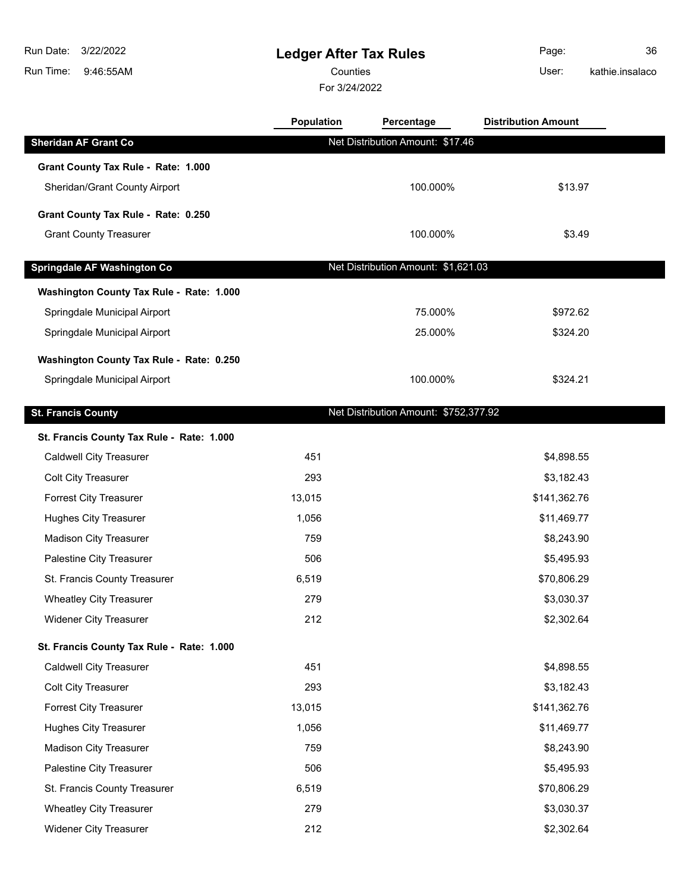# Ledger After Tax Rules

Counties

For 3/24/2022

Run Date: 3/22/2022
Run Time: 9:46:55AM
User: kathie.insalaco

| | Population | Percentage | Distribution Amount |
|---|---|---|---|
| **Sheridan AF Grant Co** | | Net Distribution Amount: $17.46 | |
| **Grant County Tax Rule - Rate: 1.000** | | | |
| Sheridan/Grant County Airport | | 100.000% | $13.97 |
| **Grant County Tax Rule - Rate: 0.250** | | | |
| Grant County Treasurer | | 100.000% | $3.49 |
| **Springdale AF Washington Co** | | Net Distribution Amount: $1,621.03 | |
| **Washington County Tax Rule - Rate: 1.000** | | | |
| Springdale Municipal Airport | | 75.000% | $972.62 |
| Springdale Municipal Airport | | 25.000% | $324.20 |
| **Washington County Tax Rule - Rate: 0.250** | | | |
| Springdale Municipal Airport | | 100.000% | $324.21 |
| **St. Francis County** | | Net Distribution Amount: $752,377.92 | |
| **St. Francis County Tax Rule - Rate: 1.000** | | | |
| Caldwell City Treasurer | 451 | | $4,898.55 |
| Colt City Treasurer | 293 | | $3,182.43 |
| Forrest City Treasurer | 13,015 | | $141,362.76 |
| Hughes City Treasurer | 1,056 | | $11,469.77 |
| Madison City Treasurer | 759 | | $8,243.90 |
| Palestine City Treasurer | 506 | | $5,495.93 |
| St. Francis County Treasurer | 6,519 | | $70,806.29 |
| Wheatley City Treasurer | 279 | | $3,030.37 |
| Widener City Treasurer | 212 | | $2,302.64 |
| **St. Francis County Tax Rule - Rate: 1.000** | | | |
| Caldwell City Treasurer | 451 | | $4,898.55 |
| Colt City Treasurer | 293 | | $3,182.43 |
| Forrest City Treasurer | 13,015 | | $141,362.76 |
| Hughes City Treasurer | 1,056 | | $11,469.77 |
| Madison City Treasurer | 759 | | $8,243.90 |
| Palestine City Treasurer | 506 | | $5,495.93 |
| St. Francis County Treasurer | 6,519 | | $70,806.29 |
| Wheatley City Treasurer | 279 | | $3,030.37 |
| Widener City Treasurer | 212 | | $2,302.64 |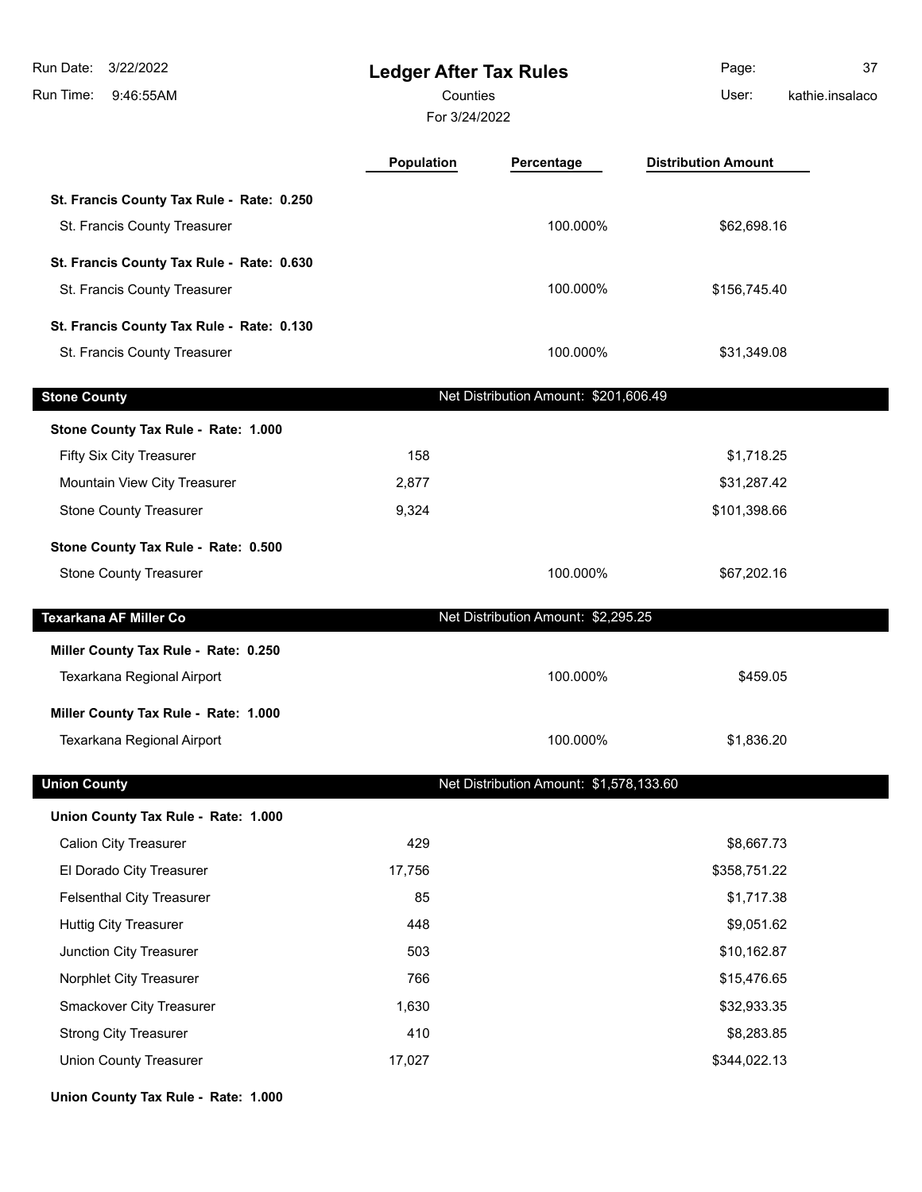# Ledger After Tax Rules

Counties

For 3/24/2022

| | Population | Percentage | Distribution Amount |
|---|---|---|---|
| **St. Francis County Tax Rule - Rate: 0.250** | | | |
| St. Francis County Treasurer | | 100.000% | $62,698.16 |
| **St. Francis County Tax Rule - Rate: 0.630** | | | |
| St. Francis County Treasurer | | 100.000% | $156,745.40 |
| **St. Francis County Tax Rule - Rate: 0.130** | | | |
| St. Francis County Treasurer | | 100.000% | $31,349.08 |
| **Stone County** | | Net Distribution Amount: $201,606.49 | |
| **Stone County Tax Rule - Rate: 1.000** | | | |
| Fifty Six City Treasurer | 158 | | $1,718.25 |
| Mountain View City Treasurer | 2,877 | | $31,287.42 |
| Stone County Treasurer | 9,324 | | $101,398.66 |
| **Stone County Tax Rule - Rate: 0.500** | | | |
| Stone County Treasurer | | 100.000% | $67,202.16 |
| **Texarkana AF Miller Co** | | Net Distribution Amount: $2,295.25 | |
| **Miller County Tax Rule - Rate: 0.250** | | | |
| Texarkana Regional Airport | | 100.000% | $459.05 |
| **Miller County Tax Rule - Rate: 1.000** | | | |
| Texarkana Regional Airport | | 100.000% | $1,836.20 |
| **Union County** | | Net Distribution Amount: $1,578,133.60 | |
| **Union County Tax Rule - Rate: 1.000** | | | |
| Calion City Treasurer | 429 | | $8,667.73 |
| El Dorado City Treasurer | 17,756 | | $358,751.22 |
| Felsenthal City Treasurer | 85 | | $1,717.38 |
| Huttig City Treasurer | 448 | | $9,051.62 |
| Junction City Treasurer | 503 | | $10,162.87 |
| Norphlet City Treasurer | 766 | | $15,476.65 |
| Smackover City Treasurer | 1,630 | | $32,933.35 |
| Strong City Treasurer | 410 | | $8,283.85 |
| Union County Treasurer | 17,027 | | $344,022.13 |
| **Union County Tax Rule - Rate: 1.000** | | | |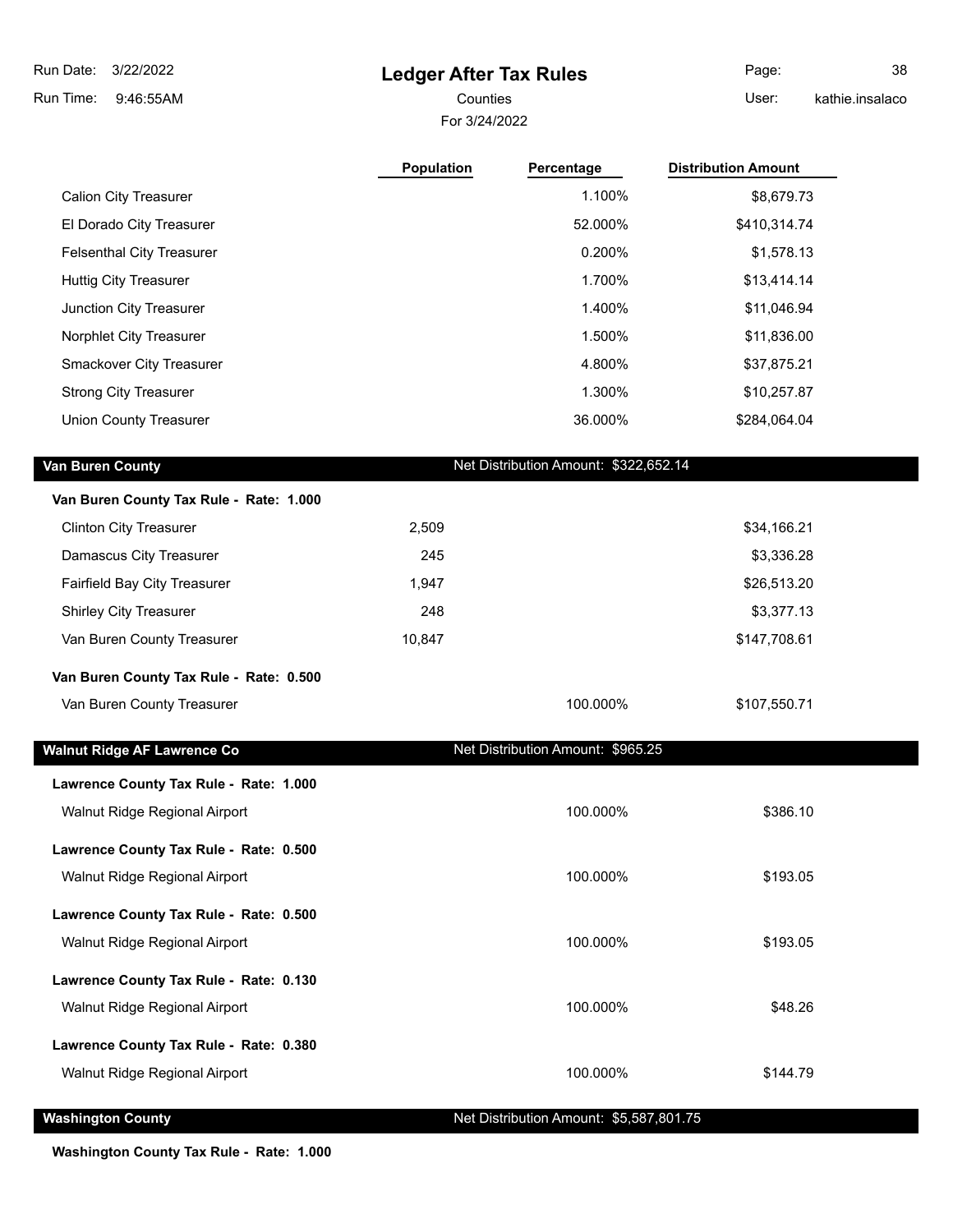# Ledger After Tax Rules

Counties

For 3/24/2022

| | Population | Percentage | Distribution Amount |
|---|---|---|---|
| Calion City Treasurer | | 1.100% | $8,679.73 |
| El Dorado City Treasurer | | 52.000% | $410,314.74 |
| Felsenthal City Treasurer | | 0.200% | $1,578.13 |
| Huttig City Treasurer | | 1.700% | $13,414.14 |
| Junction City Treasurer | | 1.400% | $11,046.94 |
| Norphlet City Treasurer | | 1.500% | $11,836.00 |
| Smackover City Treasurer | | 4.800% | $37,875.21 |
| Strong City Treasurer | | 1.300% | $10,257.87 |
| Union County Treasurer | | 36.000% | $284,064.04 |
| **Van Buren County** | | **Net Distribution Amount: $322,652.14** | |
| **Van Buren County Tax Rule - Rate: 1.000** | | | |
| Clinton City Treasurer | 2,509 | | $34,166.21 |
| Damascus City Treasurer | 245 | | $3,336.28 |
| Fairfield Bay City Treasurer | 1,947 | | $26,513.20 |
| Shirley City Treasurer | 248 | | $3,377.13 |
| Van Buren County Treasurer | 10,847 | | $147,708.61 |
| **Van Buren County Tax Rule - Rate: 0.500** | | | |
| Van Buren County Treasurer | | 100.000% | $107,550.71 |
| **Walnut Ridge AF Lawrence Co** | | **Net Distribution Amount: $965.25** | |
| **Lawrence County Tax Rule - Rate: 1.000** | | | |
| Walnut Ridge Regional Airport | | 100.000% | $386.10 |
| **Lawrence County Tax Rule - Rate: 0.500** | | | |
| Walnut Ridge Regional Airport | | 100.000% | $193.05 |
| **Lawrence County Tax Rule - Rate: 0.500** | | | |
| Walnut Ridge Regional Airport | | 100.000% | $193.05 |
| **Lawrence County Tax Rule - Rate: 0.130** | | | |
| Walnut Ridge Regional Airport | | 100.000% | $48.26 |
| **Lawrence County Tax Rule - Rate: 0.380** | | | |
| Walnut Ridge Regional Airport | | 100.000% | $144.79 |
| **Washington County** | | **Net Distribution Amount: $5,587,801.75** | |
| **Washington County Tax Rule - Rate: 1.000** | | | |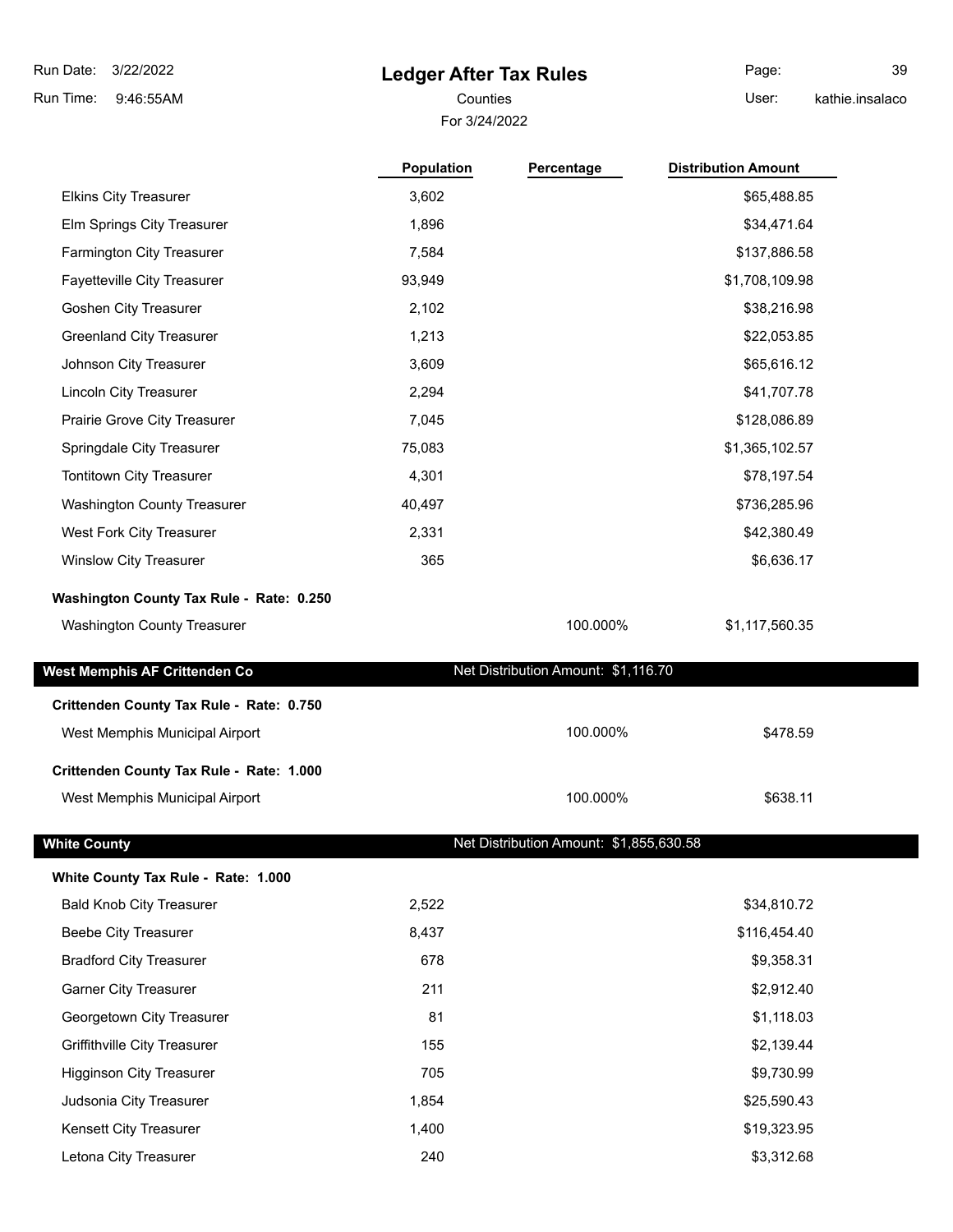# Ledger After Tax Rules

Counties

For 3/24/2022

| | Population | Percentage | Distribution Amount |
|---|---|---|---|
| Elkins City Treasurer | 3,602 | | $65,488.85 |
| Elm Springs City Treasurer | 1,896 | | $34,471.64 |
| Farmington City Treasurer | 7,584 | | $137,886.58 |
| Fayetteville City Treasurer | 93,949 | | $1,708,109.98 |
| Goshen City Treasurer | 2,102 | | $38,216.98 |
| Greenland City Treasurer | 1,213 | | $22,053.85 |
| Johnson City Treasurer | 3,609 | | $65,616.12 |
| Lincoln City Treasurer | 2,294 | | $41,707.78 |
| Prairie Grove City Treasurer | 7,045 | | $128,086.89 |
| Springdale City Treasurer | 75,083 | | $1,365,102.57 |
| Tontitown City Treasurer | 4,301 | | $78,197.54 |
| Washington County Treasurer | 40,497 | | $736,285.96 |
| West Fork City Treasurer | 2,331 | | $42,380.49 |
| Winslow City Treasurer | 365 | | $6,636.17 |
| **Washington County Tax Rule - Rate: 0.250** | | | |
| Washington County Treasurer | | 100.000% | $1,117,560.35 |

## West Memphis AF Crittenden Co

Net Distribution Amount: $1,116.70

| | Population | Percentage | Distribution Amount |
|---|---|---|---|
| **Crittenden County Tax Rule - Rate: 0.750** | | | |
| West Memphis Municipal Airport | | 100.000% | $478.59 |
| **Crittenden County Tax Rule - Rate: 1.000** | | | |
| West Memphis Municipal Airport | | 100.000% | $638.11 |

## White County

Net Distribution Amount: $1,855,630.58

| | Population | Percentage | Distribution Amount |
|---|---|---|---|
| **White County Tax Rule - Rate: 1.000** | | | |
| Bald Knob City Treasurer | 2,522 | | $34,810.72 |
| Beebe City Treasurer | 8,437 | | $116,454.40 |
| Bradford City Treasurer | 678 | | $9,358.31 |
| Garner City Treasurer | 211 | | $2,912.40 |
| Georgetown City Treasurer | 81 | | $1,118.03 |
| Griffithville City Treasurer | 155 | | $2,139.44 |
| Higginson City Treasurer | 705 | | $9,730.99 |
| Judsonia City Treasurer | 1,854 | | $25,590.43 |
| Kensett City Treasurer | 1,400 | | $19,323.95 |
| Letona City Treasurer | 240 | | $3,312.68 |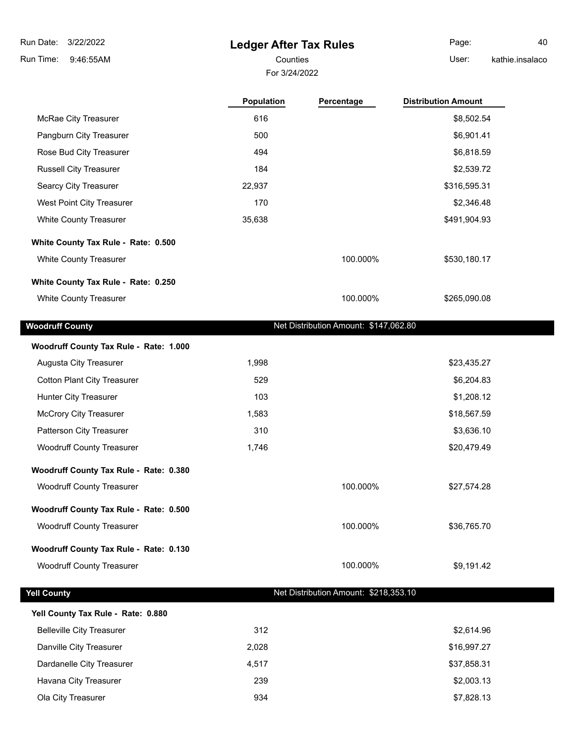# Ledger After Tax Rules

Counties

For 3/24/2022

| | Population | Percentage | Distribution Amount |
|---|---|---|---|
| McRae City Treasurer | 616 | | $8,502.54 |
| Pangburn City Treasurer | 500 | | $6,901.41 |
| Rose Bud City Treasurer | 494 | | $6,818.59 |
| Russell City Treasurer | 184 | | $2,539.72 |
| Searcy City Treasurer | 22,937 | | $316,595.31 |
| West Point City Treasurer | 170 | | $2,346.48 |
| White County Treasurer | 35,638 | | $491,904.93 |
| **White County Tax Rule - Rate: 0.500** | | | |
| White County Treasurer | | 100.000% | $530,180.17 |
| **White County Tax Rule - Rate: 0.250** | | | |
| White County Treasurer | | 100.000% | $265,090.08 |

## Woodruff County

Net Distribution Amount: $147,062.80

| | Population | Percentage | Distribution Amount |
|---|---|---|---|
| **Woodruff County Tax Rule - Rate: 1.000** | | | |
| Augusta City Treasurer | 1,998 | | $23,435.27 |
| Cotton Plant City Treasurer | 529 | | $6,204.83 |
| Hunter City Treasurer | 103 | | $1,208.12 |
| McCrory City Treasurer | 1,583 | | $18,567.59 |
| Patterson City Treasurer | 310 | | $3,636.10 |
| Woodruff County Treasurer | 1,746 | | $20,479.49 |
| **Woodruff County Tax Rule - Rate: 0.380** | | | |
| Woodruff County Treasurer | | 100.000% | $27,574.28 |
| **Woodruff County Tax Rule - Rate: 0.500** | | | |
| Woodruff County Treasurer | | 100.000% | $36,765.70 |
| **Woodruff County Tax Rule - Rate: 0.130** | | | |
| Woodruff County Treasurer | | 100.000% | $9,191.42 |

## Yell County

Net Distribution Amount: $218,353.10

| | Population | Percentage | Distribution Amount |
|---|---|---|---|
| **Yell County Tax Rule - Rate: 0.880** | | | |
| Belleville City Treasurer | 312 | | $2,614.96 |
| Danville City Treasurer | 2,028 | | $16,997.27 |
| Dardanelle City Treasurer | 4,517 | | $37,858.31 |
| Havana City Treasurer | 239 | | $2,003.13 |
| Ola City Treasurer | 934 | | $7,828.13 |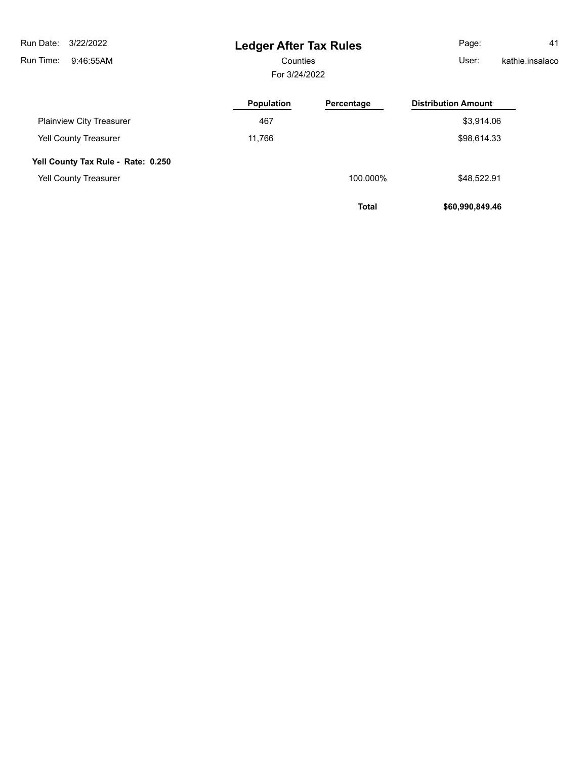# Ledger After Tax Rules

Counties

For 3/24/2022

Run Date: 3/22/2022

Run Time: 9:46:55AM

User: kathie.insalaco

| | Population | Percentage | Distribution Amount |
|---|---|---|---|
| Plainview City Treasurer | 467 | | $3,914.06 |
| Yell County Treasurer | 11,766 | | $98,614.33 |
| **Yell County Tax Rule - Rate: 0.250** | | | |
| Yell County Treasurer | | 100.000% | $48,522.91 |
| | | **Total** | **$60,990,849.46** |